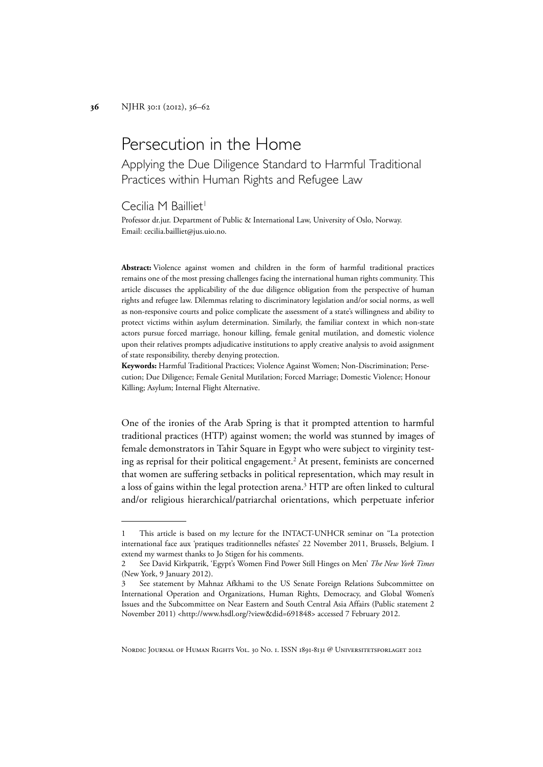# Persecution in the Home

## Applying the Due Diligence Standard to Harmful Traditional Practices within Human Rights and Refugee Law

Cecilia M Bailliet[1]

Professor dr.jur. Department of Public & International Law, University of Oslo, Norway. Email: cecilia.bailliet@jus.uio.no.

**Abstract:** Violence against women and children in the form of harmful traditional practices remains one of the most pressing challenges facing the international human rights community. This article discusses the applicability of the due diligence obligation from the perspective of human rights and refugee law. Dilemmas relating to discriminatory legislation and/or social norms, as well as non-responsive courts and police complicate the assessment of a state's willingness and ability to protect victims within asylum determination. Similarly, the familiar context in which non-state actors pursue forced marriage, honour killing, female genital mutilation, and domestic violence upon their relatives prompts adjudicative institutions to apply creative analysis to avoid assignment of state responsibility, thereby denying protection.

**Keywords:** Harmful Traditional Practices; Violence Against Women; Non-Discrimination; Persecution; Due Diligence; Female Genital Mutilation; Forced Marriage; Domestic Violence; Honour Killing; Asylum; Internal Flight Alternative.

One of the ironies of the Arab Spring is that it prompted attention to harmful traditional practices (HTP) against women; the world was stunned by images of female demonstrators in Tahir Square in Egypt who were subject to virginity testing as reprisal for their political engagement.[2] At present, feminists are concerned that women are suffering setbacks in political representation, which may result in a loss of gains within the legal protection arena.[3] HTP are often linked to cultural and/or religious hierarchical/patriarchal orientations, which perpetuate inferior

---

1 This article is based on my lecture for the INTACT-UNHCR seminar on "La protection international face aux 'pratiques traditionnelles néfastes' 22 November 2011, Brussels, Belgium. I extend my warmest thanks to Jo Stigen for his comments.

2 See David Kirkpatrik, 'Egypt's Women Find Power Still Hinges on Men' *The New York Times* (New York, 9 January 2012).

3 See statement by Mahnaz Afkhami to the US Senate Foreign Relations Subcommittee on International Operation and Organizations, Human Rights, Democracy, and Global Women's Issues and the Subcommittee on Near Eastern and South Central Asia Affairs (Public statement 2 November 2011) <http://www.hsdl.org/?view&did=691848> accessed 7 February 2012.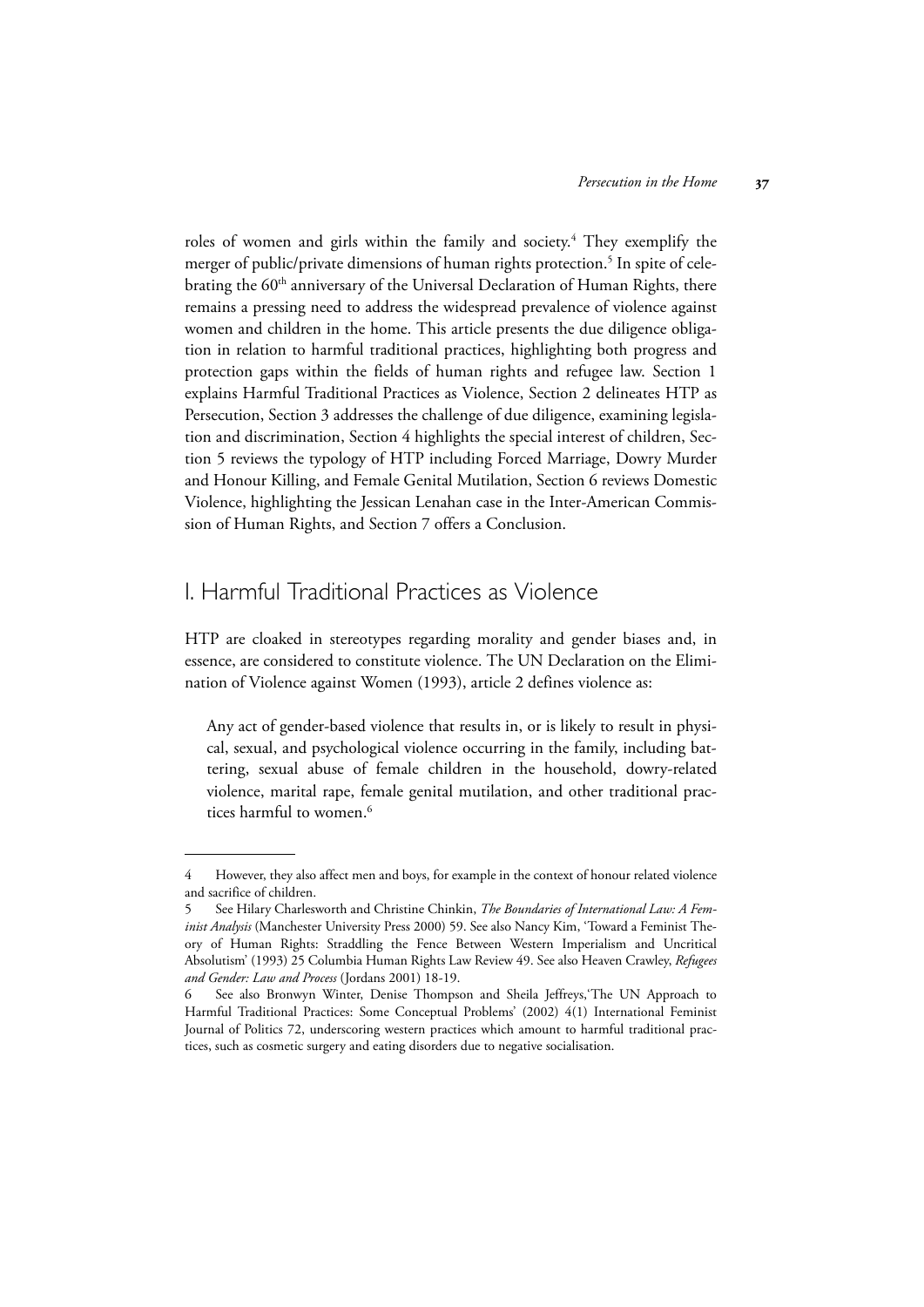roles of women and girls within the family and society.[4] They exemplify the merger of public/private dimensions of human rights protection.[5] In spite of celebrating the 60th anniversary of the Universal Declaration of Human Rights, there remains a pressing need to address the widespread prevalence of violence against women and children in the home. This article presents the due diligence obligation in relation to harmful traditional practices, highlighting both progress and protection gaps within the fields of human rights and refugee law. Section 1 explains Harmful Traditional Practices as Violence, Section 2 delineates HTP as Persecution, Section 3 addresses the challenge of due diligence, examining legislation and discrimination, Section 4 highlights the special interest of children, Section 5 reviews the typology of HTP including Forced Marriage, Dowry Murder and Honour Killing, and Female Genital Mutilation, Section 6 reviews Domestic Violence, highlighting the Jessican Lenahan case in the Inter-American Commission of Human Rights, and Section 7 offers a Conclusion.

## I. Harmful Traditional Practices as Violence

HTP are cloaked in stereotypes regarding morality and gender biases and, in essence, are considered to constitute violence. The UN Declaration on the Elimination of Violence against Women (1993), article 2 defines violence as:

> Any act of gender-based violence that results in, or is likely to result in physical, sexual, and psychological violence occurring in the family, including battering, sexual abuse of female children in the household, dowry-related violence, marital rape, female genital mutilation, and other traditional practices harmful to women.[6]

---

4 However, they also affect men and boys, for example in the context of honour related violence and sacrifice of children.

5 See Hilary Charlesworth and Christine Chinkin, *The Boundaries of International Law: A Feminist Analysis* (Manchester University Press 2000) 59. See also Nancy Kim, 'Toward a Feminist Theory of Human Rights: Straddling the Fence Between Western Imperialism and Uncritical Absolutism' (1993) 25 Columbia Human Rights Law Review 49. See also Heaven Crawley, *Refugees and Gender: Law and Process* (Jordans 2001) 18-19.

6 See also Bronwyn Winter, Denise Thompson and Sheila Jeffreys,'The UN Approach to Harmful Traditional Practices: Some Conceptual Problems' (2002) 4(1) International Feminist Journal of Politics 72, underscoring western practices which amount to harmful traditional practices, such as cosmetic surgery and eating disorders due to negative socialisation.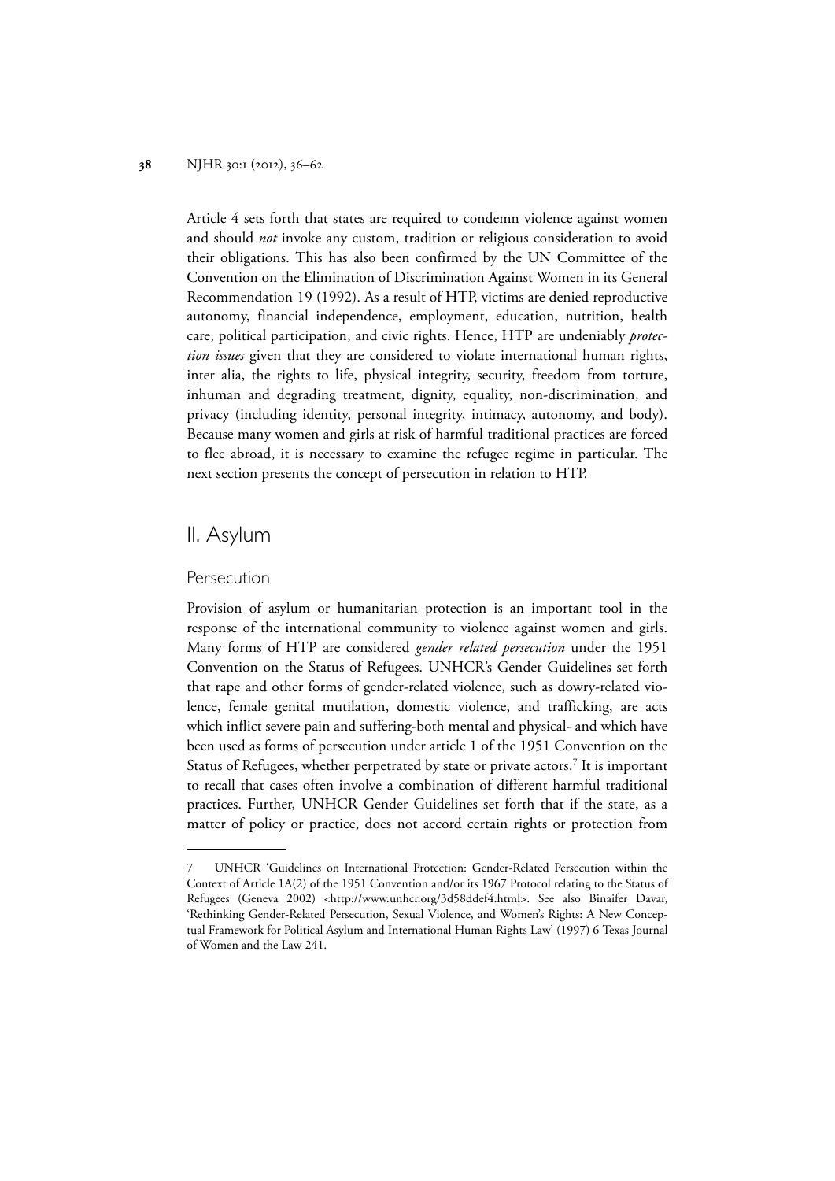Article 4 sets forth that states are required to condemn violence against women and should *not* invoke any custom, tradition or religious consideration to avoid their obligations. This has also been confirmed by the UN Committee of the Convention on the Elimination of Discrimination Against Women in its General Recommendation 19 (1992). As a result of HTP, victims are denied reproductive autonomy, financial independence, employment, education, nutrition, health care, political participation, and civic rights. Hence, HTP are undeniably *protection issues* given that they are considered to violate international human rights, inter alia, the rights to life, physical integrity, security, freedom from torture, inhuman and degrading treatment, dignity, equality, non-discrimination, and privacy (including identity, personal integrity, intimacy, autonomy, and body). Because many women and girls at risk of harmful traditional practices are forced to flee abroad, it is necessary to examine the refugee regime in particular. The next section presents the concept of persecution in relation to HTP.

## II. Asylum

### Persecution

Provision of asylum or humanitarian protection is an important tool in the response of the international community to violence against women and girls. Many forms of HTP are considered *gender related persecution* under the 1951 Convention on the Status of Refugees. UNHCR's Gender Guidelines set forth that rape and other forms of gender-related violence, such as dowry-related violence, female genital mutilation, domestic violence, and trafficking, are acts which inflict severe pain and suffering-both mental and physical- and which have been used as forms of persecution under article 1 of the 1951 Convention on the Status of Refugees, whether perpetrated by state or private actors.[7] It is important to recall that cases often involve a combination of different harmful traditional practices. Further, UNHCR Gender Guidelines set forth that if the state, as a matter of policy or practice, does not accord certain rights or protection from

---

7 UNHCR 'Guidelines on International Protection: Gender-Related Persecution within the Context of Article 1A(2) of the 1951 Convention and/or its 1967 Protocol relating to the Status of Refugees (Geneva 2002) <http://www.unhcr.org/3d58ddef4.html>. See also Binaifer Davar, 'Rethinking Gender-Related Persecution, Sexual Violence, and Women's Rights: A New Conceptual Framework for Political Asylum and International Human Rights Law' (1997) 6 Texas Journal of Women and the Law 241.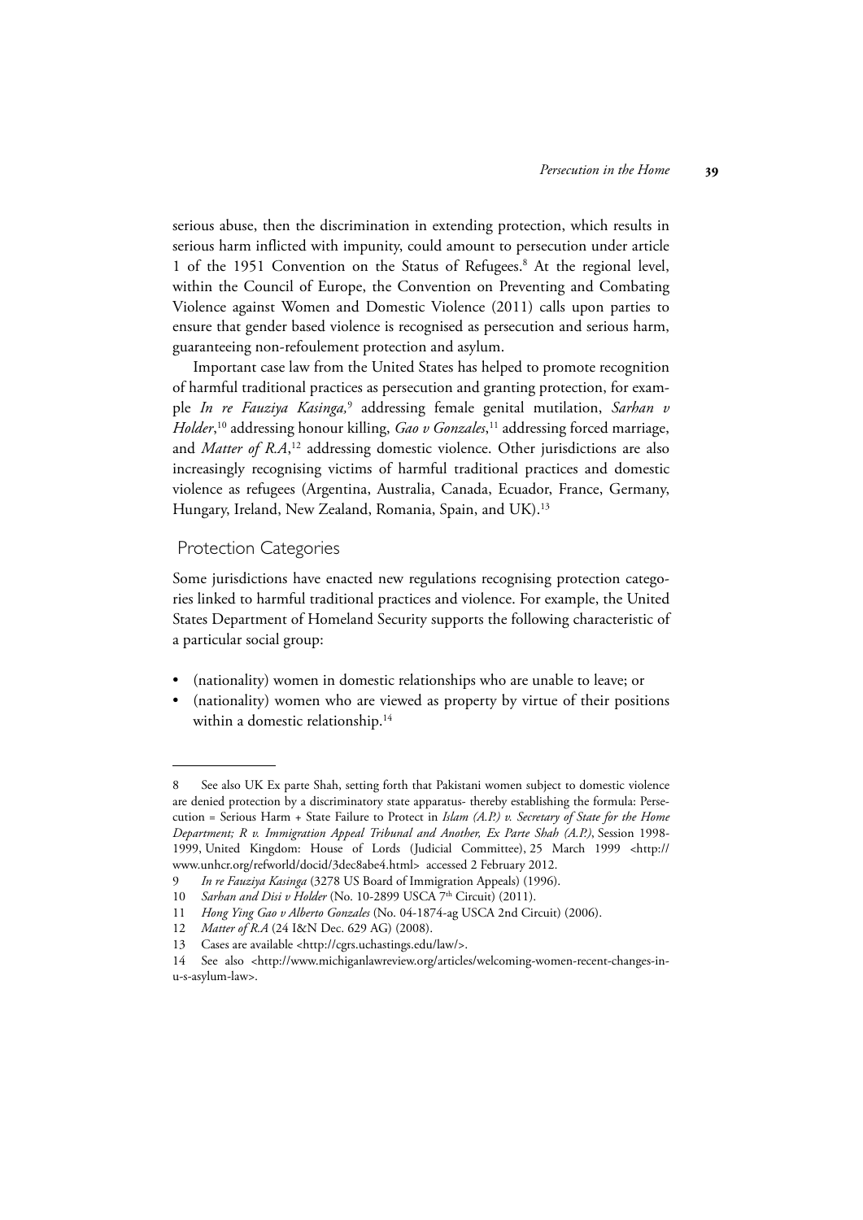serious abuse, then the discrimination in extending protection, which results in serious harm inflicted with impunity, could amount to persecution under article 1 of the 1951 Convention on the Status of Refugees.[8] At the regional level, within the Council of Europe, the Convention on Preventing and Combating Violence against Women and Domestic Violence (2011) calls upon parties to ensure that gender based violence is recognised as persecution and serious harm, guaranteeing non-refoulement protection and asylum.

Important case law from the United States has helped to promote recognition of harmful traditional practices as persecution and granting protection, for example *In re Fauziya Kasinga,*[9] addressing female genital mutilation, *Sarhan v Holder*,[10] addressing honour killing, *Gao v Gonzales*,[11] addressing forced marriage, and *Matter of R.A*,[12] addressing domestic violence. Other jurisdictions are also increasingly recognising victims of harmful traditional practices and domestic violence as refugees (Argentina, Australia, Canada, Ecuador, France, Germany, Hungary, Ireland, New Zealand, Romania, Spain, and UK).[13]

## Protection Categories

Some jurisdictions have enacted new regulations recognising protection categories linked to harmful traditional practices and violence. For example, the United States Department of Homeland Security supports the following characteristic of a particular social group:

- (nationality) women in domestic relationships who are unable to leave; or
- (nationality) women who are viewed as property by virtue of their positions within a domestic relationship.[14]

---

8 See also UK Ex parte Shah, setting forth that Pakistani women subject to domestic violence are denied protection by a discriminatory state apparatus- thereby establishing the formula: Persecution = Serious Harm + State Failure to Protect in *Islam (A.P.) v. Secretary of State for the Home Department; R v. Immigration Appeal Tribunal and Another, Ex Parte Shah (A.P.)*, Session 1998-1999, United Kingdom: House of Lords (Judicial Committee), 25 March 1999 <http://www.unhcr.org/refworld/docid/3dec8abe4.html> accessed 2 February 2012.

9 *In re Fauziya Kasinga* (3278 US Board of Immigration Appeals) (1996).

10 *Sarhan and Disi v Holder* (No. 10-2899 USCA 7th Circuit) (2011).

11 *Hong Ying Gao v Alberto Gonzales* (No. 04-1874-ag USCA 2nd Circuit) (2006).

12 *Matter of R.A* (24 I&N Dec. 629 AG) (2008).

13 Cases are available <http://cgrs.uchastings.edu/law/>.

14 See also <http://www.michiganlawreview.org/articles/welcoming-women-recent-changes-in-u-s-asylum-law>.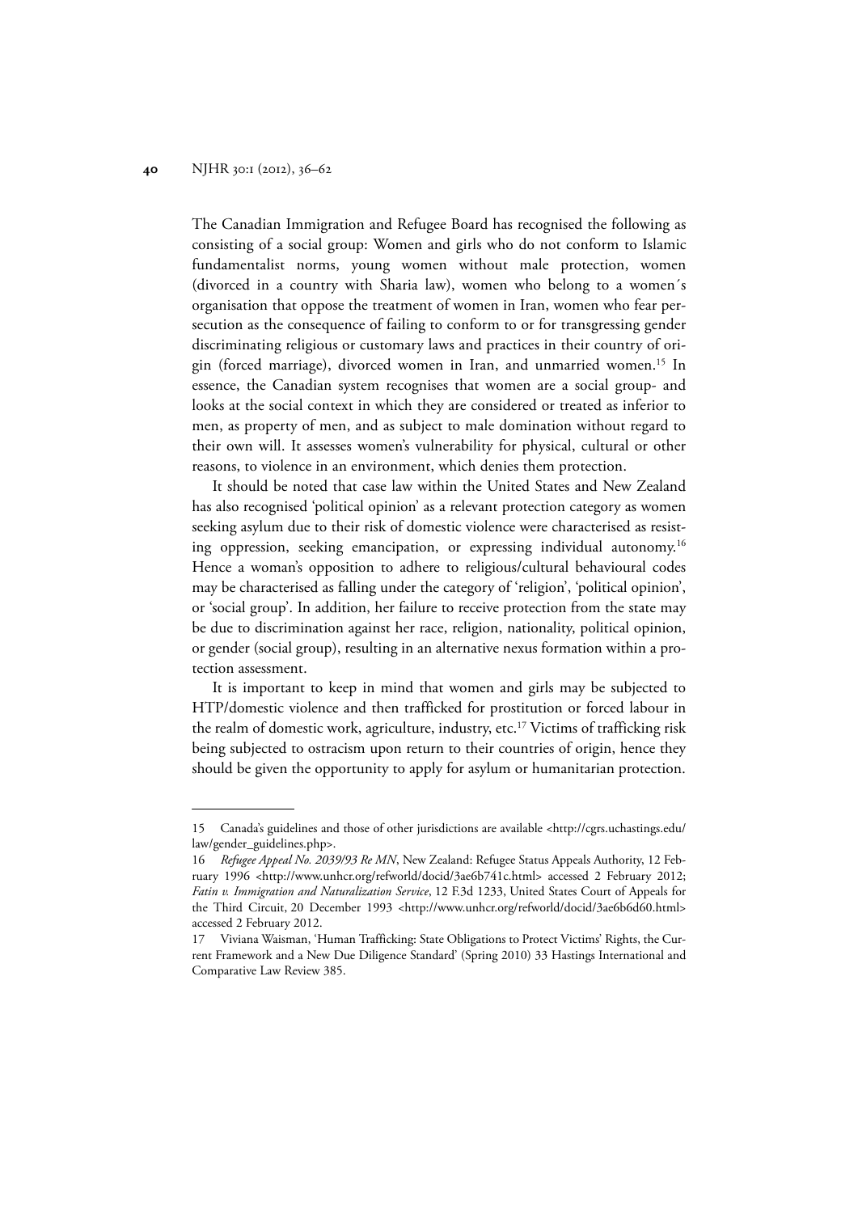The Canadian Immigration and Refugee Board has recognised the following as consisting of a social group: Women and girls who do not conform to Islamic fundamentalist norms, young women without male protection, women (divorced in a country with Sharia law), women who belong to a women´s organisation that oppose the treatment of women in Iran, women who fear persecution as the consequence of failing to conform to or for transgressing gender discriminating religious or customary laws and practices in their country of origin (forced marriage), divorced women in Iran, and unmarried women.[15] In essence, the Canadian system recognises that women are a social group- and looks at the social context in which they are considered or treated as inferior to men, as property of men, and as subject to male domination without regard to their own will. It assesses women's vulnerability for physical, cultural or other reasons, to violence in an environment, which denies them protection.

It should be noted that case law within the United States and New Zealand has also recognised 'political opinion' as a relevant protection category as women seeking asylum due to their risk of domestic violence were characterised as resisting oppression, seeking emancipation, or expressing individual autonomy.[16] Hence a woman's opposition to adhere to religious/cultural behavioural codes may be characterised as falling under the category of 'religion', 'political opinion', or 'social group'. In addition, her failure to receive protection from the state may be due to discrimination against her race, religion, nationality, political opinion, or gender (social group), resulting in an alternative nexus formation within a protection assessment.

It is important to keep in mind that women and girls may be subjected to HTP/domestic violence and then trafficked for prostitution or forced labour in the realm of domestic work, agriculture, industry, etc.[17] Victims of trafficking risk being subjected to ostracism upon return to their countries of origin, hence they should be given the opportunity to apply for asylum or humanitarian protection.

---

15 Canada's guidelines and those of other jurisdictions are available <http://cgrs.uchastings.edu/law/gender_guidelines.php>.

16 *Refugee Appeal No. 2039/93 Re MN*, New Zealand: Refugee Status Appeals Authority, 12 February 1996 <http://www.unhcr.org/refworld/docid/3ae6b741c.html> accessed 2 February 2012; *Fatin v. Immigration and Naturalization Service*, 12 F.3d 1233, United States Court of Appeals for the Third Circuit, 20 December 1993 <http://www.unhcr.org/refworld/docid/3ae6b6d60.html> accessed 2 February 2012.

17 Viviana Waisman, 'Human Trafficking: State Obligations to Protect Victims' Rights, the Current Framework and a New Due Diligence Standard' (Spring 2010) 33 Hastings International and Comparative Law Review 385.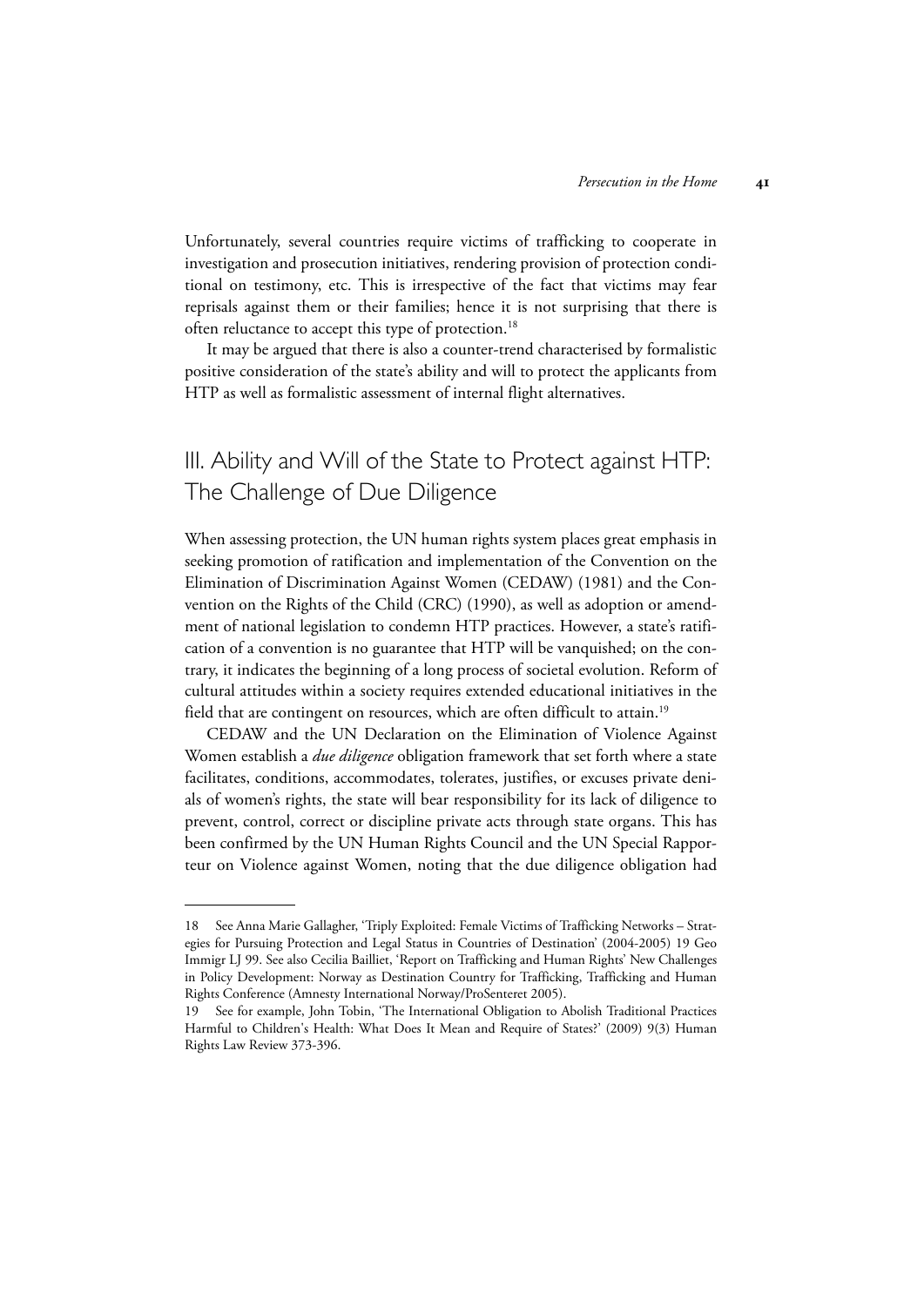Unfortunately, several countries require victims of trafficking to cooperate in investigation and prosecution initiatives, rendering provision of protection conditional on testimony, etc. This is irrespective of the fact that victims may fear reprisals against them or their families; hence it is not surprising that there is often reluctance to accept this type of protection.[18]

It may be argued that there is also a counter-trend characterised by formalistic positive consideration of the state's ability and will to protect the applicants from HTP as well as formalistic assessment of internal flight alternatives.

## III. Ability and Will of the State to Protect against HTP: The Challenge of Due Diligence

When assessing protection, the UN human rights system places great emphasis in seeking promotion of ratification and implementation of the Convention on the Elimination of Discrimination Against Women (CEDAW) (1981) and the Convention on the Rights of the Child (CRC) (1990), as well as adoption or amendment of national legislation to condemn HTP practices. However, a state's ratification of a convention is no guarantee that HTP will be vanquished; on the contrary, it indicates the beginning of a long process of societal evolution. Reform of cultural attitudes within a society requires extended educational initiatives in the field that are contingent on resources, which are often difficult to attain.[19]

CEDAW and the UN Declaration on the Elimination of Violence Against Women establish a *due diligence* obligation framework that set forth where a state facilitates, conditions, accommodates, tolerates, justifies, or excuses private denials of women's rights, the state will bear responsibility for its lack of diligence to prevent, control, correct or discipline private acts through state organs. This has been confirmed by the UN Human Rights Council and the UN Special Rapporteur on Violence against Women, noting that the due diligence obligation had

---

18 See Anna Marie Gallagher, 'Triply Exploited: Female Victims of Trafficking Networks – Strategies for Pursuing Protection and Legal Status in Countries of Destination' (2004-2005) 19 Geo Immigr LJ 99. See also Cecilia Bailliet, 'Report on Trafficking and Human Rights' New Challenges in Policy Development: Norway as Destination Country for Trafficking, Trafficking and Human Rights Conference (Amnesty International Norway/ProSenteret 2005).

19 See for example, John Tobin, 'The International Obligation to Abolish Traditional Practices Harmful to Children's Health: What Does It Mean and Require of States?' (2009) 9(3) Human Rights Law Review 373-396.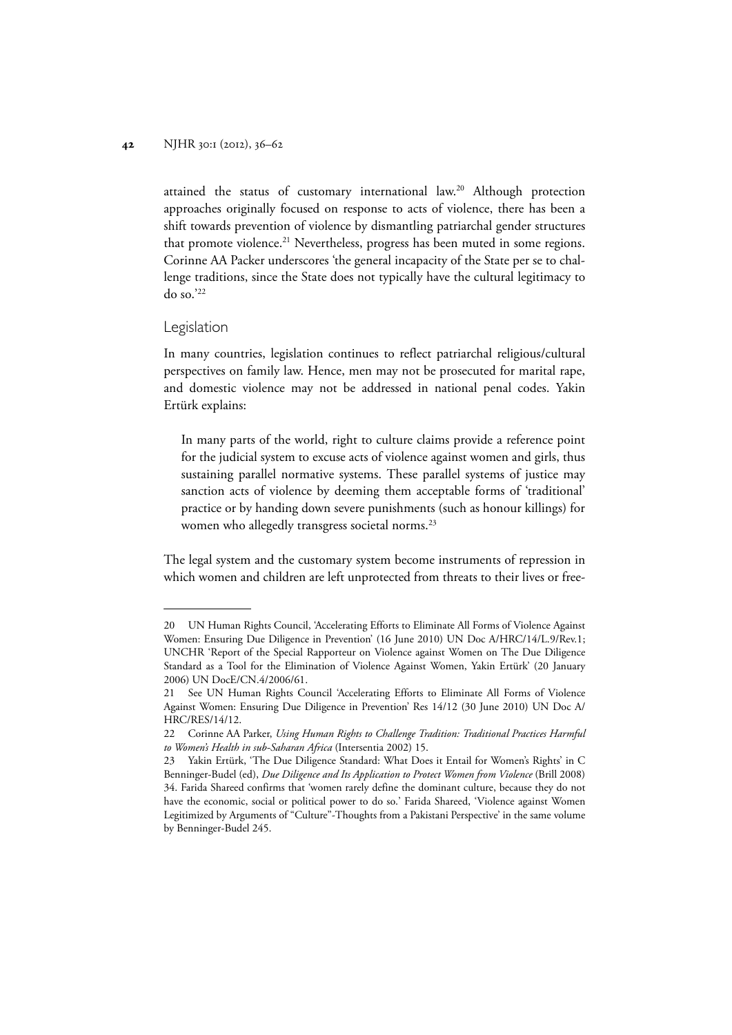attained the status of customary international law.[20] Although protection approaches originally focused on response to acts of violence, there has been a shift towards prevention of violence by dismantling patriarchal gender structures that promote violence.[21] Nevertheless, progress has been muted in some regions. Corinne AA Packer underscores 'the general incapacity of the State per se to challenge traditions, since the State does not typically have the cultural legitimacy to do so.'[22]

## Legislation

In many countries, legislation continues to reflect patriarchal religious/cultural perspectives on family law. Hence, men may not be prosecuted for marital rape, and domestic violence may not be addressed in national penal codes. Yakin Ertürk explains:

> In many parts of the world, right to culture claims provide a reference point for the judicial system to excuse acts of violence against women and girls, thus sustaining parallel normative systems. These parallel systems of justice may sanction acts of violence by deeming them acceptable forms of 'traditional' practice or by handing down severe punishments (such as honour killings) for women who allegedly transgress societal norms.[23]

The legal system and the customary system become instruments of repression in which women and children are left unprotected from threats to their lives or free-

---

20 UN Human Rights Council, 'Accelerating Efforts to Eliminate All Forms of Violence Against Women: Ensuring Due Diligence in Prevention' (16 June 2010) UN Doc A/HRC/14/L.9/Rev.1; UNCHR 'Report of the Special Rapporteur on Violence against Women on The Due Diligence Standard as a Tool for the Elimination of Violence Against Women, Yakin Ertürk' (20 January 2006) UN DocE/CN.4/2006/61.

21 See UN Human Rights Council 'Accelerating Efforts to Eliminate All Forms of Violence Against Women: Ensuring Due Diligence in Prevention' Res 14/12 (30 June 2010) UN Doc A/HRC/RES/14/12.

22 Corinne AA Parker, *Using Human Rights to Challenge Tradition: Traditional Practices Harmful to Women's Health in sub-Saharan Africa* (Intersentia 2002) 15.

23 Yakin Ertürk, 'The Due Diligence Standard: What Does it Entail for Women's Rights' in C Benninger-Budel (ed), *Due Diligence and Its Application to Protect Women from Violence* (Brill 2008) 34. Farida Shareed confirms that 'women rarely define the dominant culture, because they do not have the economic, social or political power to do so.' Farida Shareed, 'Violence against Women Legitimized by Arguments of "Culture"-Thoughts from a Pakistani Perspective' in the same volume by Benninger-Budel 245.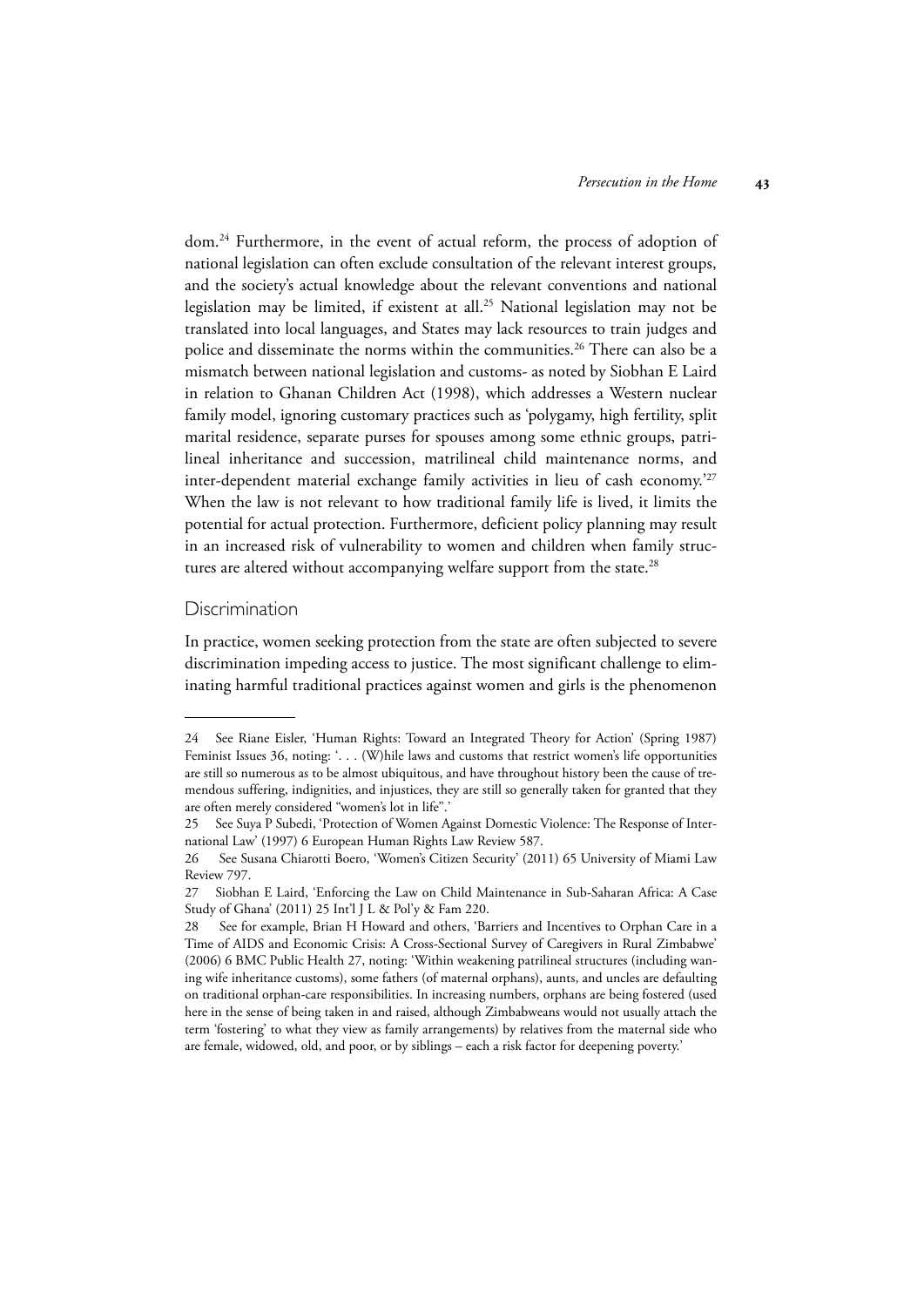dom.[24] Furthermore, in the event of actual reform, the process of adoption of national legislation can often exclude consultation of the relevant interest groups, and the society's actual knowledge about the relevant conventions and national legislation may be limited, if existent at all.[25] National legislation may not be translated into local languages, and States may lack resources to train judges and police and disseminate the norms within the communities.[26] There can also be a mismatch between national legislation and customs- as noted by Siobhan E Laird in relation to Ghanan Children Act (1998), which addresses a Western nuclear family model, ignoring customary practices such as 'polygamy, high fertility, split marital residence, separate purses for spouses among some ethnic groups, patrilineal inheritance and succession, matrilineal child maintenance norms, and inter-dependent material exchange family activities in lieu of cash economy.'[27] When the law is not relevant to how traditional family life is lived, it limits the potential for actual protection. Furthermore, deficient policy planning may result in an increased risk of vulnerability to women and children when family structures are altered without accompanying welfare support from the state.[28]

## Discrimination

In practice, women seeking protection from the state are often subjected to severe discrimination impeding access to justice. The most significant challenge to eliminating harmful traditional practices against women and girls is the phenomenon

---

24 See Riane Eisler, 'Human Rights: Toward an Integrated Theory for Action' (Spring 1987) Feminist Issues 36, noting: '. . . (W)hile laws and customs that restrict women's life opportunities are still so numerous as to be almost ubiquitous, and have throughout history been the cause of tremendous suffering, indignities, and injustices, they are still so generally taken for granted that they are often merely considered "women's lot in life".'

25 See Suya P Subedi, 'Protection of Women Against Domestic Violence: The Response of International Law' (1997) 6 European Human Rights Law Review 587.

26 See Susana Chiarotti Boero, 'Women's Citizen Security' (2011) 65 University of Miami Law Review 797.

27 Siobhan E Laird, 'Enforcing the Law on Child Maintenance in Sub-Saharan Africa: A Case Study of Ghana' (2011) 25 Int'l J L & Pol'y & Fam 220.

28 See for example, Brian H Howard and others, 'Barriers and Incentives to Orphan Care in a Time of AIDS and Economic Crisis: A Cross-Sectional Survey of Caregivers in Rural Zimbabwe' (2006) 6 BMC Public Health 27, noting: 'Within weakening patrilineal structures (including waning wife inheritance customs), some fathers (of maternal orphans), aunts, and uncles are defaulting on traditional orphan-care responsibilities. In increasing numbers, orphans are being fostered (used here in the sense of being taken in and raised, although Zimbabweans would not usually attach the term 'fostering' to what they view as family arrangements) by relatives from the maternal side who are female, widowed, old, and poor, or by siblings – each a risk factor for deepening poverty.'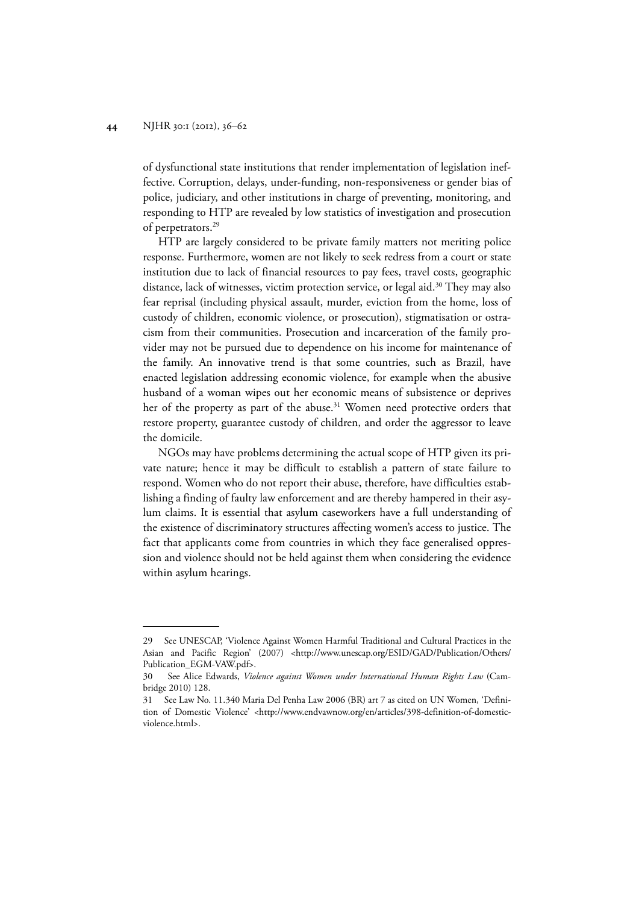of dysfunctional state institutions that render implementation of legislation ineffective. Corruption, delays, under-funding, non-responsiveness or gender bias of police, judiciary, and other institutions in charge of preventing, monitoring, and responding to HTP are revealed by low statistics of investigation and prosecution of perpetrators.[29]

HTP are largely considered to be private family matters not meriting police response. Furthermore, women are not likely to seek redress from a court or state institution due to lack of financial resources to pay fees, travel costs, geographic distance, lack of witnesses, victim protection service, or legal aid.[30] They may also fear reprisal (including physical assault, murder, eviction from the home, loss of custody of children, economic violence, or prosecution), stigmatisation or ostracism from their communities. Prosecution and incarceration of the family provider may not be pursued due to dependence on his income for maintenance of the family. An innovative trend is that some countries, such as Brazil, have enacted legislation addressing economic violence, for example when the abusive husband of a woman wipes out her economic means of subsistence or deprives her of the property as part of the abuse.[31] Women need protective orders that restore property, guarantee custody of children, and order the aggressor to leave the domicile.

NGOs may have problems determining the actual scope of HTP given its private nature; hence it may be difficult to establish a pattern of state failure to respond. Women who do not report their abuse, therefore, have difficulties establishing a finding of faulty law enforcement and are thereby hampered in their asylum claims. It is essential that asylum caseworkers have a full understanding of the existence of discriminatory structures affecting women's access to justice. The fact that applicants come from countries in which they face generalised oppression and violence should not be held against them when considering the evidence within asylum hearings.

---

29 See UNESCAP, 'Violence Against Women Harmful Traditional and Cultural Practices in the Asian and Pacific Region' (2007) <http://www.unescap.org/ESID/GAD/Publication/Others/Publication_EGM-VAW.pdf>.

30 See Alice Edwards, *Violence against Women under International Human Rights Law* (Cambridge 2010) 128.

31 See Law No. 11.340 Maria Del Penha Law 2006 (BR) art 7 as cited on UN Women, 'Definition of Domestic Violence' <http://www.endvawnow.org/en/articles/398-definition-of-domestic-violence.html>.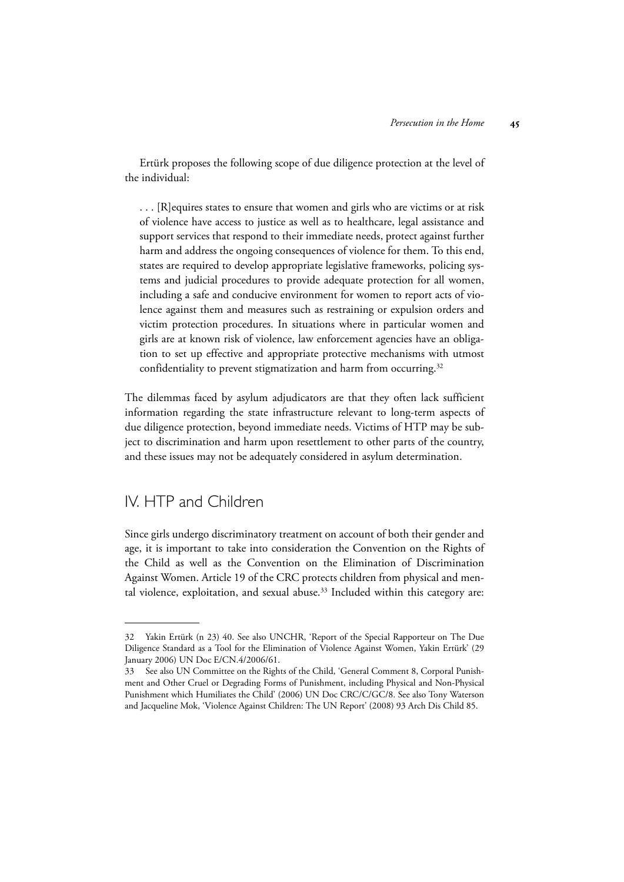Ertürk proposes the following scope of due diligence protection at the level of the individual:

> . . . [R]equires states to ensure that women and girls who are victims or at risk of violence have access to justice as well as to healthcare, legal assistance and support services that respond to their immediate needs, protect against further harm and address the ongoing consequences of violence for them. To this end, states are required to develop appropriate legislative frameworks, policing systems and judicial procedures to provide adequate protection for all women, including a safe and conducive environment for women to report acts of violence against them and measures such as restraining or expulsion orders and victim protection procedures. In situations where in particular women and girls are at known risk of violence, law enforcement agencies have an obligation to set up effective and appropriate protective mechanisms with utmost confidentiality to prevent stigmatization and harm from occurring.[32]

The dilemmas faced by asylum adjudicators are that they often lack sufficient information regarding the state infrastructure relevant to long-term aspects of due diligence protection, beyond immediate needs. Victims of HTP may be subject to discrimination and harm upon resettlement to other parts of the country, and these issues may not be adequately considered in asylum determination.

## IV. HTP and Children

Since girls undergo discriminatory treatment on account of both their gender and age, it is important to take into consideration the Convention on the Rights of the Child as well as the Convention on the Elimination of Discrimination Against Women. Article 19 of the CRC protects children from physical and mental violence, exploitation, and sexual abuse.[33] Included within this category are:

---

32 Yakin Ertürk (n 23) 40. See also UNCHR, 'Report of the Special Rapporteur on The Due Diligence Standard as a Tool for the Elimination of Violence Against Women, Yakin Ertürk' (29 January 2006) UN Doc E/CN.4/2006/61.

33 See also UN Committee on the Rights of the Child, 'General Comment 8, Corporal Punishment and Other Cruel or Degrading Forms of Punishment, including Physical and Non-Physical Punishment which Humiliates the Child' (2006) UN Doc CRC/C/GC/8. See also Tony Waterson and Jacqueline Mok, 'Violence Against Children: The UN Report' (2008) 93 Arch Dis Child 85.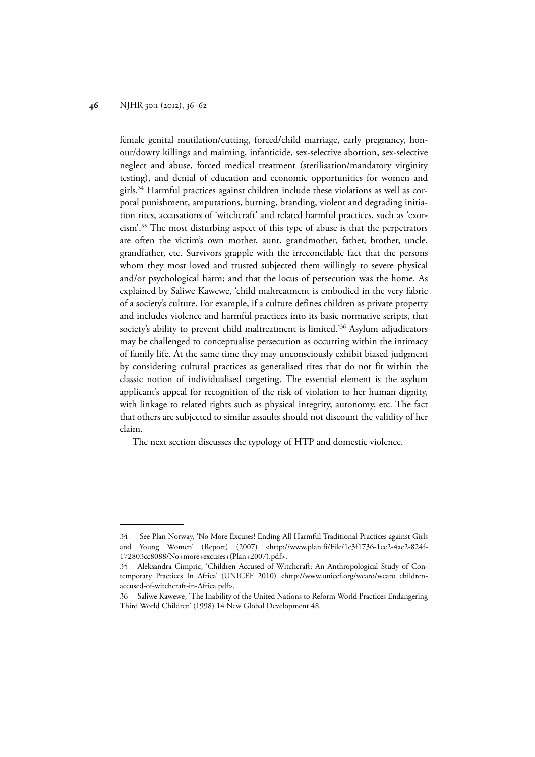female genital mutilation/cutting, forced/child marriage, early pregnancy, honour/dowry killings and maiming, infanticide, sex-selective abortion, sex-selective neglect and abuse, forced medical treatment (sterilisation/mandatory virginity testing), and denial of education and economic opportunities for women and girls.[34] Harmful practices against children include these violations as well as corporal punishment, amputations, burning, branding, violent and degrading initiation rites, accusations of 'witchcraft' and related harmful practices, such as 'exorcism'.[35] The most disturbing aspect of this type of abuse is that the perpetrators are often the victim's own mother, aunt, grandmother, father, brother, uncle, grandfather, etc. Survivors grapple with the irreconcilable fact that the persons whom they most loved and trusted subjected them willingly to severe physical and/or psychological harm; and that the locus of persecution was the home. As explained by Saliwe Kawewe, 'child maltreatment is embodied in the very fabric of a society's culture. For example, if a culture defines children as private property and includes violence and harmful practices into its basic normative scripts, that society's ability to prevent child maltreatment is limited.'[36] Asylum adjudicators may be challenged to conceptualise persecution as occurring within the intimacy of family life. At the same time they may unconsciously exhibit biased judgment by considering cultural practices as generalised rites that do not fit within the classic notion of individualised targeting. The essential element is the asylum applicant's appeal for recognition of the risk of violation to her human dignity, with linkage to related rights such as physical integrity, autonomy, etc. The fact that others are subjected to similar assaults should not discount the validity of her claim.

The next section discusses the typology of HTP and domestic violence.

---

34 See Plan Norway, 'No More Excuses! Ending All Harmful Traditional Practices against Girls and Young Women' (Report) (2007) <http://www.plan.fi/File/1e3f1736-1ce2-4ac2-824f-172803cc8088/No+more+excuses+(Plan+2007).pdf>.

35 Aleksandra Cimpric, 'Children Accused of Witchcraft: An Anthropological Study of Contemporary Practices In Africa' (UNICEF 2010) <http://www.unicef.org/wcaro/wcaro_children-accused-of-witchcraft-in-Africa.pdf>.

36 Saliwe Kawewe, 'The Inability of the United Nations to Reform World Practices Endangering Third World Children' (1998) 14 New Global Development 48.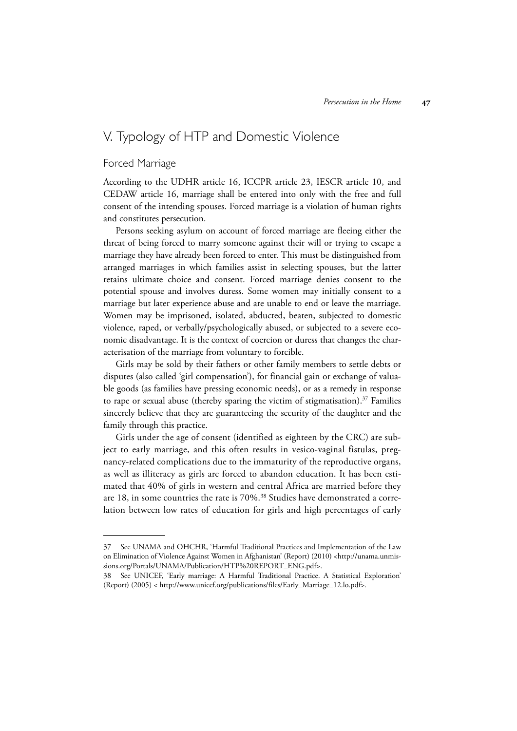## V. Typology of HTP and Domestic Violence

### Forced Marriage

According to the UDHR article 16, ICCPR article 23, IESCR article 10, and CEDAW article 16, marriage shall be entered into only with the free and full consent of the intending spouses. Forced marriage is a violation of human rights and constitutes persecution.

Persons seeking asylum on account of forced marriage are fleeing either the threat of being forced to marry someone against their will or trying to escape a marriage they have already been forced to enter. This must be distinguished from arranged marriages in which families assist in selecting spouses, but the latter retains ultimate choice and consent. Forced marriage denies consent to the potential spouse and involves duress. Some women may initially consent to a marriage but later experience abuse and are unable to end or leave the marriage. Women may be imprisoned, isolated, abducted, beaten, subjected to domestic violence, raped, or verbally/psychologically abused, or subjected to a severe economic disadvantage. It is the context of coercion or duress that changes the characterisation of the marriage from voluntary to forcible.

Girls may be sold by their fathers or other family members to settle debts or disputes (also called 'girl compensation'), for financial gain or exchange of valuable goods (as families have pressing economic needs), or as a remedy in response to rape or sexual abuse (thereby sparing the victim of stigmatisation).[37] Families sincerely believe that they are guaranteeing the security of the daughter and the family through this practice.

Girls under the age of consent (identified as eighteen by the CRC) are subject to early marriage, and this often results in vesico-vaginal fistulas, pregnancy-related complications due to the immaturity of the reproductive organs, as well as illiteracy as girls are forced to abandon education. It has been estimated that 40% of girls in western and central Africa are married before they are 18, in some countries the rate is 70%.[38] Studies have demonstrated a correlation between low rates of education for girls and high percentages of early

---

37 See UNAMA and OHCHR, 'Harmful Traditional Practices and Implementation of the Law on Elimination of Violence Against Women in Afghanistan' (Report) (2010) <http://unama.unmissions.org/Portals/UNAMA/Publication/HTP%20REPORT_ENG.pdf>.

38 See UNICEF, 'Early marriage: A Harmful Traditional Practice. A Statistical Exploration' (Report) (2005) < http://www.unicef.org/publications/files/Early_Marriage_12.lo.pdf>.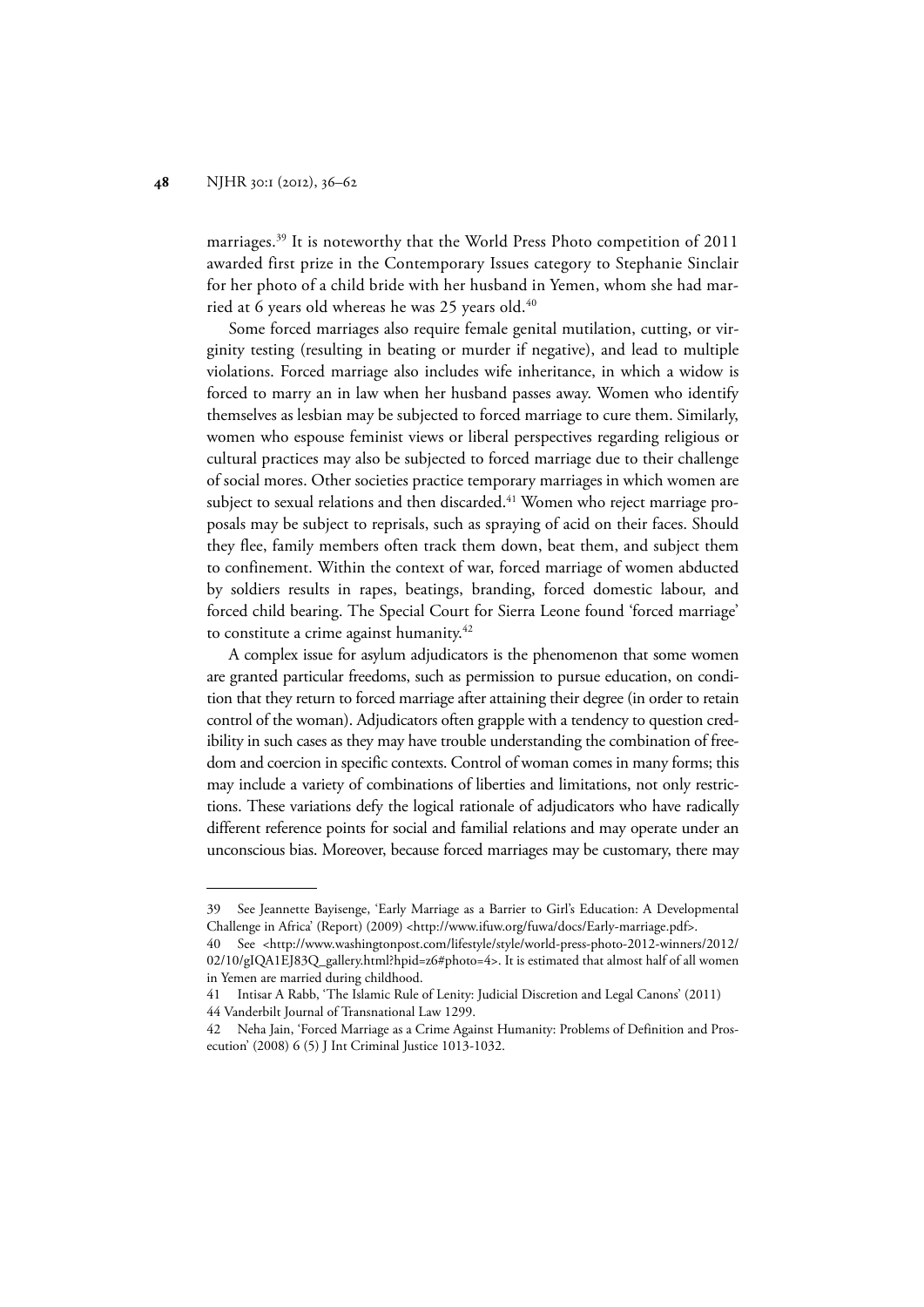marriages.[39] It is noteworthy that the World Press Photo competition of 2011 awarded first prize in the Contemporary Issues category to Stephanie Sinclair for her photo of a child bride with her husband in Yemen, whom she had married at 6 years old whereas he was 25 years old.[40]

Some forced marriages also require female genital mutilation, cutting, or virginity testing (resulting in beating or murder if negative), and lead to multiple violations. Forced marriage also includes wife inheritance, in which a widow is forced to marry an in law when her husband passes away. Women who identify themselves as lesbian may be subjected to forced marriage to cure them. Similarly, women who espouse feminist views or liberal perspectives regarding religious or cultural practices may also be subjected to forced marriage due to their challenge of social mores. Other societies practice temporary marriages in which women are subject to sexual relations and then discarded.[41] Women who reject marriage proposals may be subject to reprisals, such as spraying of acid on their faces. Should they flee, family members often track them down, beat them, and subject them to confinement. Within the context of war, forced marriage of women abducted by soldiers results in rapes, beatings, branding, forced domestic labour, and forced child bearing. The Special Court for Sierra Leone found 'forced marriage' to constitute a crime against humanity.[42]

A complex issue for asylum adjudicators is the phenomenon that some women are granted particular freedoms, such as permission to pursue education, on condition that they return to forced marriage after attaining their degree (in order to retain control of the woman). Adjudicators often grapple with a tendency to question credibility in such cases as they may have trouble understanding the combination of freedom and coercion in specific contexts. Control of woman comes in many forms; this may include a variety of combinations of liberties and limitations, not only restrictions. These variations defy the logical rationale of adjudicators who have radically different reference points for social and familial relations and may operate under an unconscious bias. Moreover, because forced marriages may be customary, there may

---

39 See Jeannette Bayisenge, 'Early Marriage as a Barrier to Girl's Education: A Developmental Challenge in Africa' (Report) (2009) <http://www.ifuw.org/fuwa/docs/Early-marriage.pdf>.

40 See <http://www.washingtonpost.com/lifestyle/style/world-press-photo-2012-winners/2012/02/10/gIQA1EJ83Q_gallery.html?hpid=z6#photo=4>. It is estimated that almost half of all women in Yemen are married during childhood.

41 Intisar A Rabb, 'The Islamic Rule of Lenity: Judicial Discretion and Legal Canons' (2011) 44 Vanderbilt Journal of Transnational Law 1299.

42 Neha Jain, 'Forced Marriage as a Crime Against Humanity: Problems of Definition and Prosecution' (2008) 6 (5) J Int Criminal Justice 1013-1032.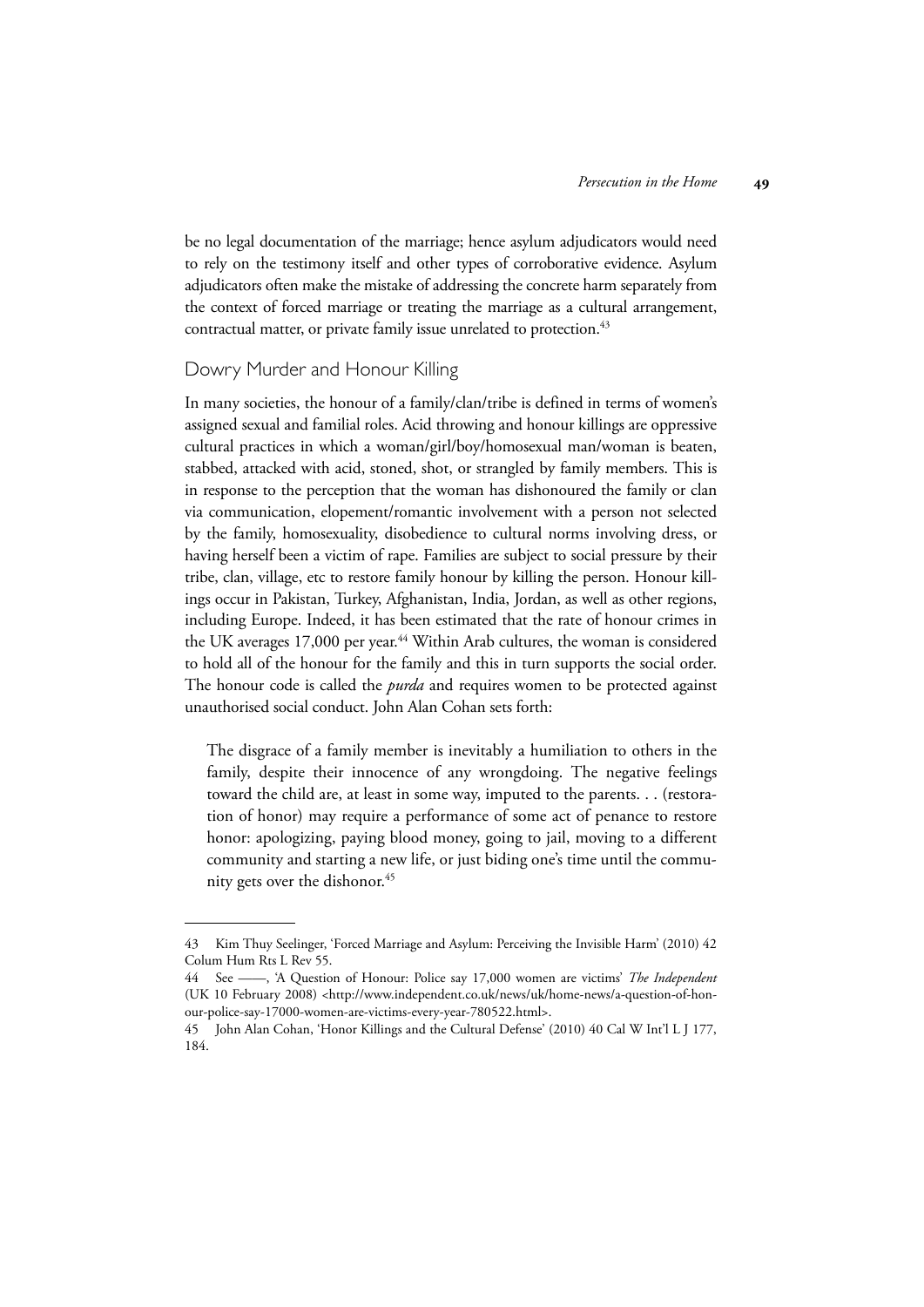be no legal documentation of the marriage; hence asylum adjudicators would need to rely on the testimony itself and other types of corroborative evidence. Asylum adjudicators often make the mistake of addressing the concrete harm separately from the context of forced marriage or treating the marriage as a cultural arrangement, contractual matter, or private family issue unrelated to protection.[43]

## Dowry Murder and Honour Killing

In many societies, the honour of a family/clan/tribe is defined in terms of women's assigned sexual and familial roles. Acid throwing and honour killings are oppressive cultural practices in which a woman/girl/boy/homosexual man/woman is beaten, stabbed, attacked with acid, stoned, shot, or strangled by family members. This is in response to the perception that the woman has dishonoured the family or clan via communication, elopement/romantic involvement with a person not selected by the family, homosexuality, disobedience to cultural norms involving dress, or having herself been a victim of rape. Families are subject to social pressure by their tribe, clan, village, etc to restore family honour by killing the person. Honour killings occur in Pakistan, Turkey, Afghanistan, India, Jordan, as well as other regions, including Europe. Indeed, it has been estimated that the rate of honour crimes in the UK averages 17,000 per year.[44] Within Arab cultures, the woman is considered to hold all of the honour for the family and this in turn supports the social order. The honour code is called the *purda* and requires women to be protected against unauthorised social conduct. John Alan Cohan sets forth:

> The disgrace of a family member is inevitably a humiliation to others in the family, despite their innocence of any wrongdoing. The negative feelings toward the child are, at least in some way, imputed to the parents. . . (restoration of honor) may require a performance of some act of penance to restore honor: apologizing, paying blood money, going to jail, moving to a different community and starting a new life, or just biding one's time until the community gets over the dishonor.[45]

---

43 Kim Thuy Seelinger, 'Forced Marriage and Asylum: Perceiving the Invisible Harm' (2010) 42 Colum Hum Rts L Rev 55.

44 See ——, 'A Question of Honour: Police say 17,000 women are victims' *The Independent* (UK 10 February 2008) <http://www.independent.co.uk/news/uk/home-news/a-question-of-honour-police-say-17000-women-are-victims-every-year-780522.html>.

45 John Alan Cohan, 'Honor Killings and the Cultural Defense' (2010) 40 Cal W Int'l L J 177, 184.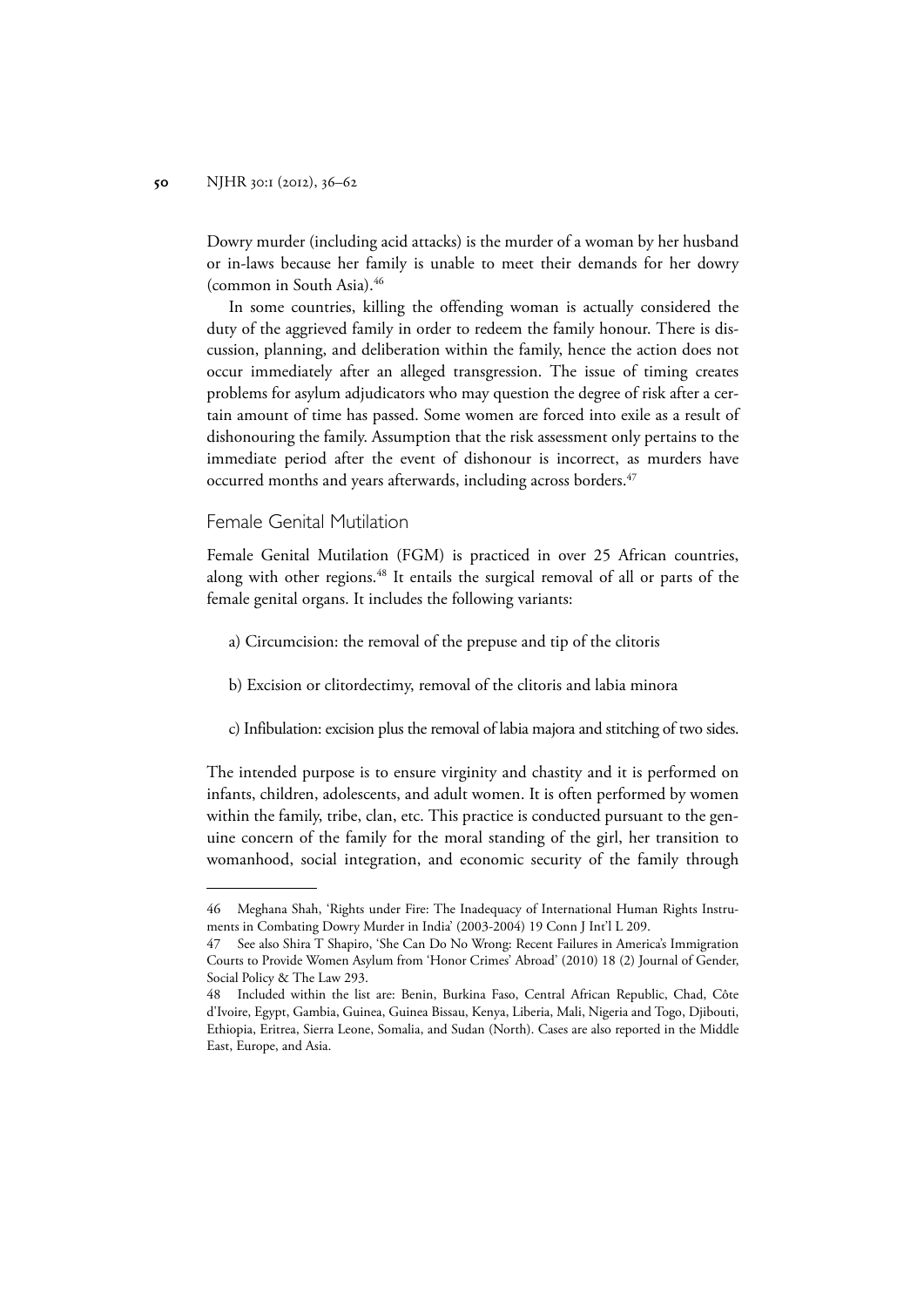Dowry murder (including acid attacks) is the murder of a woman by her husband or in-laws because her family is unable to meet their demands for her dowry (common in South Asia).[46]

In some countries, killing the offending woman is actually considered the duty of the aggrieved family in order to redeem the family honour. There is discussion, planning, and deliberation within the family, hence the action does not occur immediately after an alleged transgression. The issue of timing creates problems for asylum adjudicators who may question the degree of risk after a certain amount of time has passed. Some women are forced into exile as a result of dishonouring the family. Assumption that the risk assessment only pertains to the immediate period after the event of dishonour is incorrect, as murders have occurred months and years afterwards, including across borders.[47]

## Female Genital Mutilation

Female Genital Mutilation (FGM) is practiced in over 25 African countries, along with other regions.[48] It entails the surgical removal of all or parts of the female genital organs. It includes the following variants:

a) Circumcision: the removal of the prepuse and tip of the clitoris

b) Excision or clitordectimy, removal of the clitoris and labia minora

c) Infibulation: excision plus the removal of labia majora and stitching of two sides.

The intended purpose is to ensure virginity and chastity and it is performed on infants, children, adolescents, and adult women. It is often performed by women within the family, tribe, clan, etc. This practice is conducted pursuant to the genuine concern of the family for the moral standing of the girl, her transition to womanhood, social integration, and economic security of the family through

---

46 Meghana Shah, 'Rights under Fire: The Inadequacy of International Human Rights Instruments in Combating Dowry Murder in India' (2003-2004) 19 Conn J Int'l L 209.

47 See also Shira T Shapiro, 'She Can Do No Wrong: Recent Failures in America's Immigration Courts to Provide Women Asylum from 'Honor Crimes' Abroad' (2010) 18 (2) Journal of Gender, Social Policy & The Law 293.

48 Included within the list are: Benin, Burkina Faso, Central African Republic, Chad, Côte d'Ivoire, Egypt, Gambia, Guinea, Guinea Bissau, Kenya, Liberia, Mali, Nigeria and Togo, Djibouti, Ethiopia, Eritrea, Sierra Leone, Somalia, and Sudan (North). Cases are also reported in the Middle East, Europe, and Asia.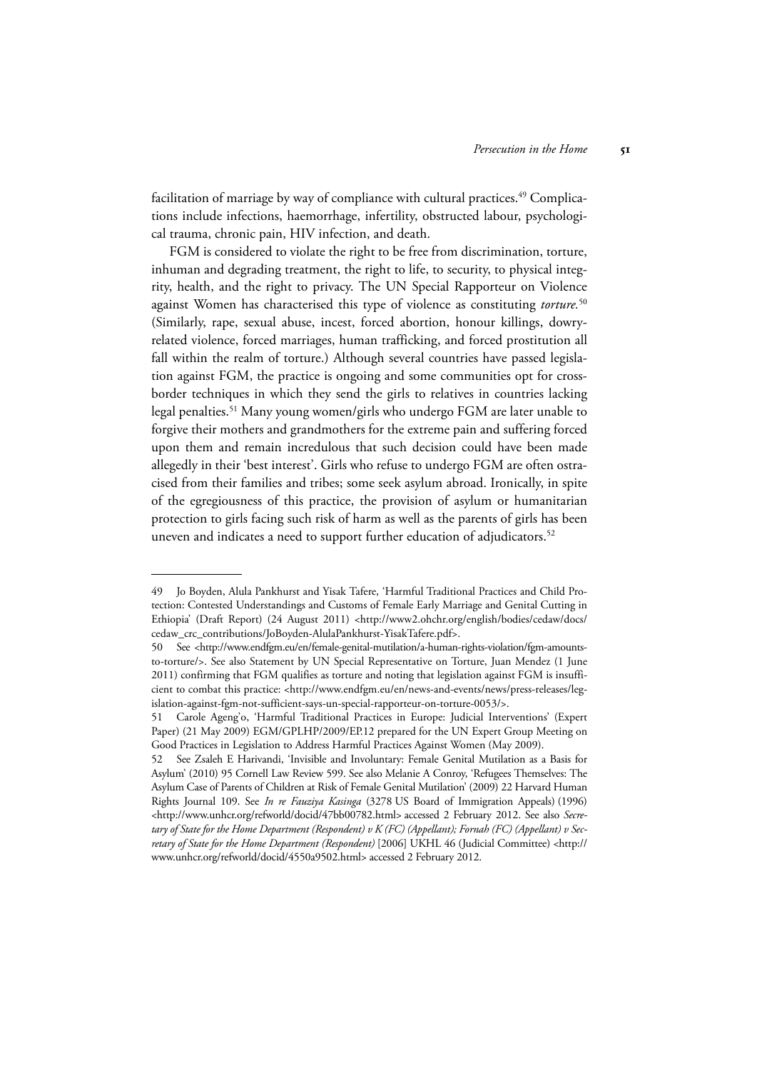facilitation of marriage by way of compliance with cultural practices.[49] Complications include infections, haemorrhage, infertility, obstructed labour, psychological trauma, chronic pain, HIV infection, and death.

FGM is considered to violate the right to be free from discrimination, torture, inhuman and degrading treatment, the right to life, to security, to physical integrity, health, and the right to privacy. The UN Special Rapporteur on Violence against Women has characterised this type of violence as constituting *torture*.[50] (Similarly, rape, sexual abuse, incest, forced abortion, honour killings, dowry-related violence, forced marriages, human trafficking, and forced prostitution all fall within the realm of torture.) Although several countries have passed legislation against FGM, the practice is ongoing and some communities opt for cross-border techniques in which they send the girls to relatives in countries lacking legal penalties.[51] Many young women/girls who undergo FGM are later unable to forgive their mothers and grandmothers for the extreme pain and suffering forced upon them and remain incredulous that such decision could have been made allegedly in their 'best interest'. Girls who refuse to undergo FGM are often ostracised from their families and tribes; some seek asylum abroad. Ironically, in spite of the egregiousness of this practice, the provision of asylum or humanitarian protection to girls facing such risk of harm as well as the parents of girls has been uneven and indicates a need to support further education of adjudicators.[52]

---

49 Jo Boyden, Alula Pankhurst and Yisak Tafere, 'Harmful Traditional Practices and Child Protection: Contested Understandings and Customs of Female Early Marriage and Genital Cutting in Ethiopia' (Draft Report) (24 August 2011) <http://www2.ohchr.org/english/bodies/cedaw/docs/cedaw_crc_contributions/JoBoyden-AlulaPankhurst-YisakTafere.pdf>.

50 See <http://www.endfgm.eu/en/female-genital-mutilation/a-human-rights-violation/fgm-amounts-to-torture/>. See also Statement by UN Special Representative on Torture, Juan Mendez (1 June 2011) confirming that FGM qualifies as torture and noting that legislation against FGM is insufficient to combat this practice: <http://www.endfgm.eu/en/news-and-events/news/press-releases/legislation-against-fgm-not-sufficient-says-un-special-rapporteur-on-torture-0053/>.

51 Carole Ageng'o, 'Harmful Traditional Practices in Europe: Judicial Interventions' (Expert Paper) (21 May 2009) EGM/GPLHP/2009/EP.12 prepared for the UN Expert Group Meeting on Good Practices in Legislation to Address Harmful Practices Against Women (May 2009).

52 See Zsaleh E Harivandi, 'Invisible and Involuntary: Female Genital Mutilation as a Basis for Asylum' (2010) 95 Cornell Law Review 599. See also Melanie A Conroy, 'Refugees Themselves: The Asylum Case of Parents of Children at Risk of Female Genital Mutilation' (2009) 22 Harvard Human Rights Journal 109. See *In re Fauziya Kasinga* (3278 US Board of Immigration Appeals) (1996) <http://www.unhcr.org/refworld/docid/47bb00782.html> accessed 2 February 2012. See also *Secretary of State for the Home Department (Respondent) v K (FC) (Appellant); Fornah (FC) (Appellant) v Secretary of State for the Home Department (Respondent)* [2006] UKHL 46 (Judicial Committee) <http://www.unhcr.org/refworld/docid/4550a9502.html> accessed 2 February 2012.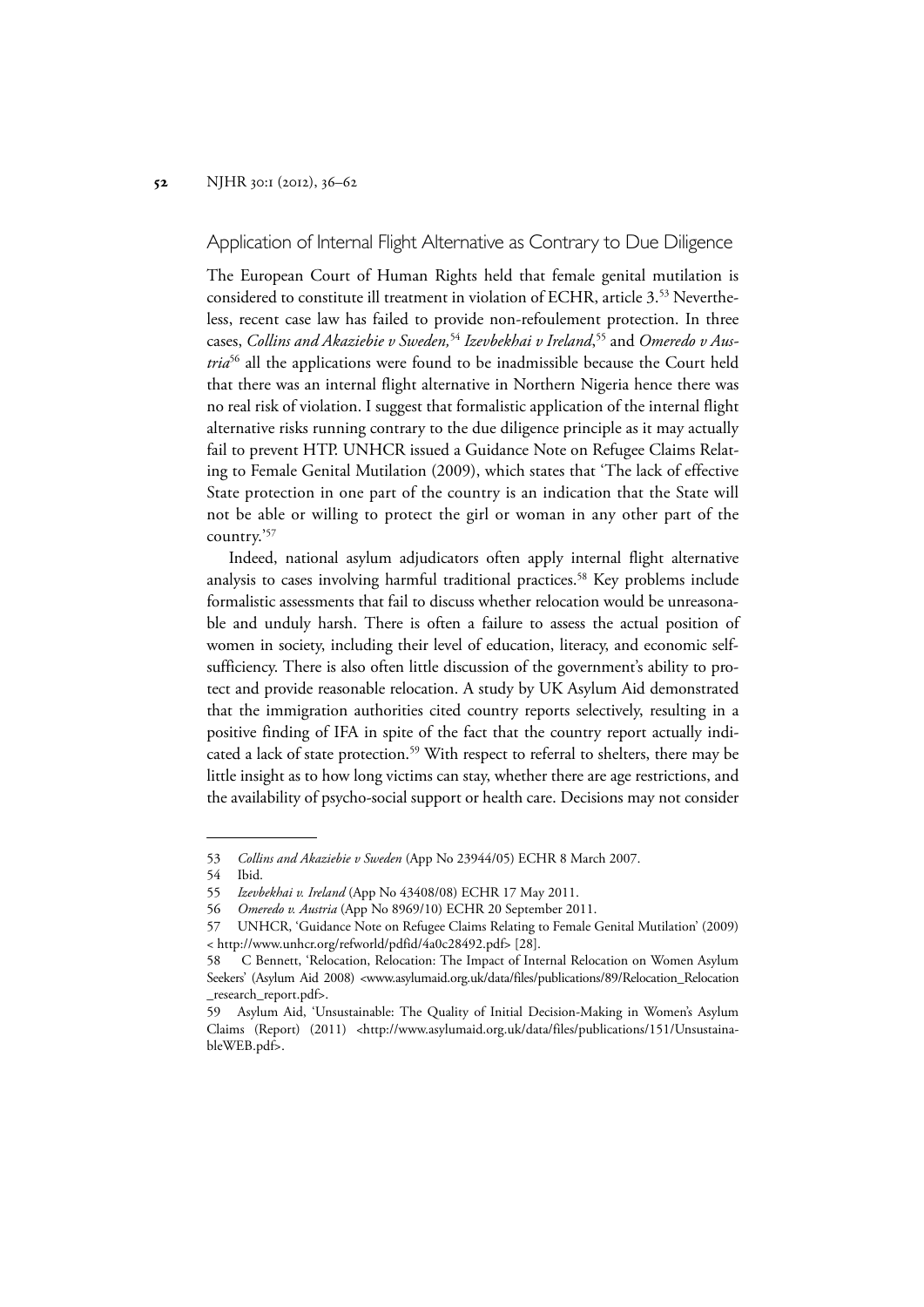## Application of Internal Flight Alternative as Contrary to Due Diligence

The European Court of Human Rights held that female genital mutilation is considered to constitute ill treatment in violation of ECHR, article 3.[53] Nevertheless, recent case law has failed to provide non-refoulement protection. In three cases, *Collins and Akaziebie v Sweden,*[54] *Izevbekhai v Ireland*,[55] and *Omeredo v Austria*[56] all the applications were found to be inadmissible because the Court held that there was an internal flight alternative in Northern Nigeria hence there was no real risk of violation. I suggest that formalistic application of the internal flight alternative risks running contrary to the due diligence principle as it may actually fail to prevent HTP. UNHCR issued a Guidance Note on Refugee Claims Relating to Female Genital Mutilation (2009), which states that 'The lack of effective State protection in one part of the country is an indication that the State will not be able or willing to protect the girl or woman in any other part of the country.'[57]

Indeed, national asylum adjudicators often apply internal flight alternative analysis to cases involving harmful traditional practices.[58] Key problems include formalistic assessments that fail to discuss whether relocation would be unreasonable and unduly harsh. There is often a failure to assess the actual position of women in society, including their level of education, literacy, and economic self-sufficiency. There is also often little discussion of the government's ability to protect and provide reasonable relocation. A study by UK Asylum Aid demonstrated that the immigration authorities cited country reports selectively, resulting in a positive finding of IFA in spite of the fact that the country report actually indicated a lack of state protection.[59] With respect to referral to shelters, there may be little insight as to how long victims can stay, whether there are age restrictions, and the availability of psycho-social support or health care. Decisions may not consider

---

53 *Collins and Akaziebie v Sweden* (App No 23944/05) ECHR 8 March 2007.

54 Ibid.

55 *Izevbekhai v. Ireland* (App No 43408/08) ECHR 17 May 2011.

56 *Omeredo v. Austria* (App No 8969/10) ECHR 20 September 2011.

57 UNHCR, 'Guidance Note on Refugee Claims Relating to Female Genital Mutilation' (2009) < http://www.unhcr.org/refworld/pdfid/4a0c28492.pdf> [28].

58 C Bennett, 'Relocation, Relocation: The Impact of Internal Relocation on Women Asylum Seekers' (Asylum Aid 2008) <www.asylumaid.org.uk/data/files/publications/89/Relocation_Relocation_research_report.pdf>.

59 Asylum Aid, 'Unsustainable: The Quality of Initial Decision-Making in Women's Asylum Claims (Report) (2011) <http://www.asylumaid.org.uk/data/files/publications/151/UnsustainableWEB.pdf>.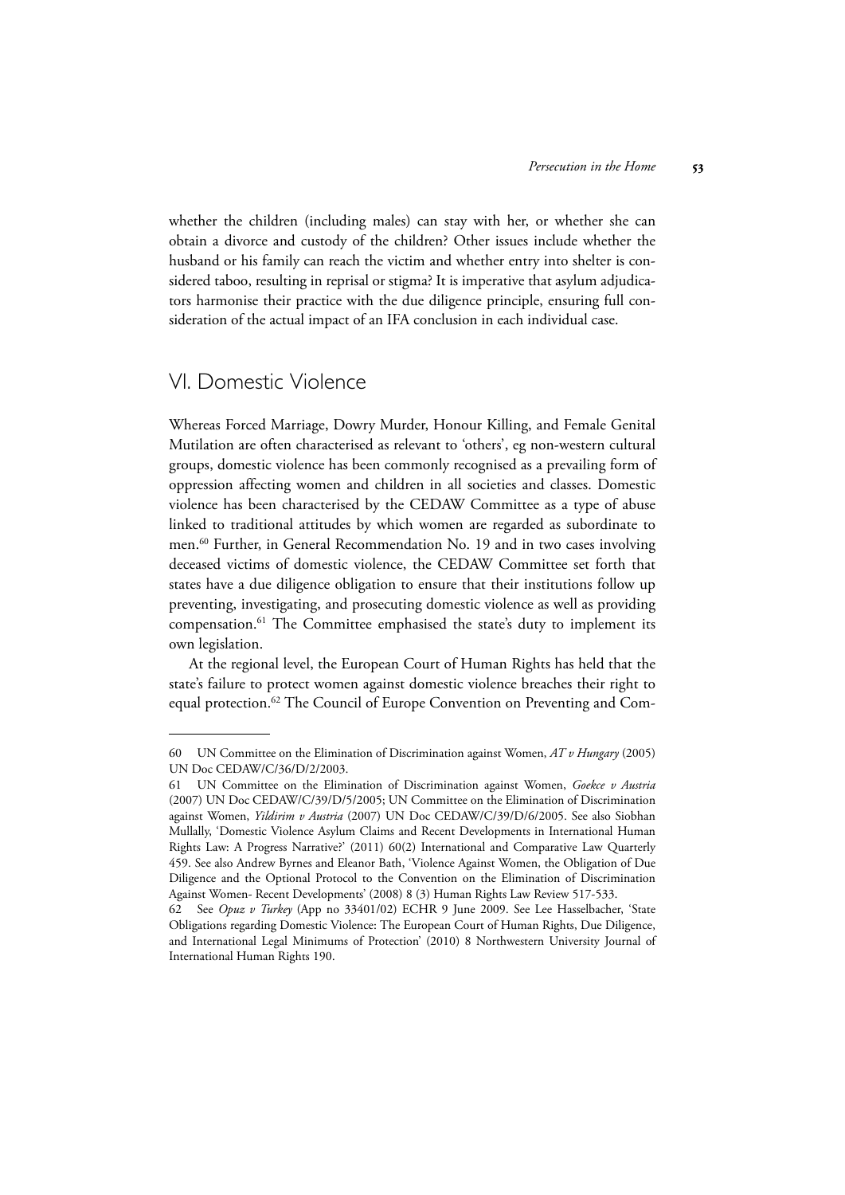whether the children (including males) can stay with her, or whether she can obtain a divorce and custody of the children? Other issues include whether the husband or his family can reach the victim and whether entry into shelter is considered taboo, resulting in reprisal or stigma? It is imperative that asylum adjudicators harmonise their practice with the due diligence principle, ensuring full consideration of the actual impact of an IFA conclusion in each individual case.

## VI. Domestic Violence

Whereas Forced Marriage, Dowry Murder, Honour Killing, and Female Genital Mutilation are often characterised as relevant to 'others', eg non-western cultural groups, domestic violence has been commonly recognised as a prevailing form of oppression affecting women and children in all societies and classes. Domestic violence has been characterised by the CEDAW Committee as a type of abuse linked to traditional attitudes by which women are regarded as subordinate to men.[60] Further, in General Recommendation No. 19 and in two cases involving deceased victims of domestic violence, the CEDAW Committee set forth that states have a due diligence obligation to ensure that their institutions follow up preventing, investigating, and prosecuting domestic violence as well as providing compensation.[61] The Committee emphasised the state's duty to implement its own legislation.

At the regional level, the European Court of Human Rights has held that the state's failure to protect women against domestic violence breaches their right to equal protection.[62] The Council of Europe Convention on Preventing and Com-

---

60 UN Committee on the Elimination of Discrimination against Women, *AT v Hungary* (2005) UN Doc CEDAW/C/36/D/2/2003.

61 UN Committee on the Elimination of Discrimination against Women, *Goekce v Austria* (2007) UN Doc CEDAW/C/39/D/5/2005; UN Committee on the Elimination of Discrimination against Women, *Yildirim v Austria* (2007) UN Doc CEDAW/C/39/D/6/2005. See also Siobhan Mullally, 'Domestic Violence Asylum Claims and Recent Developments in International Human Rights Law: A Progress Narrative?' (2011) 60(2) International and Comparative Law Quarterly 459. See also Andrew Byrnes and Eleanor Bath, 'Violence Against Women, the Obligation of Due Diligence and the Optional Protocol to the Convention on the Elimination of Discrimination Against Women- Recent Developments' (2008) 8 (3) Human Rights Law Review 517-533.

62 See *Opuz v Turkey* (App no 33401/02) ECHR 9 June 2009. See Lee Hasselbacher, 'State Obligations regarding Domestic Violence: The European Court of Human Rights, Due Diligence, and International Legal Minimums of Protection' (2010) 8 Northwestern University Journal of International Human Rights 190.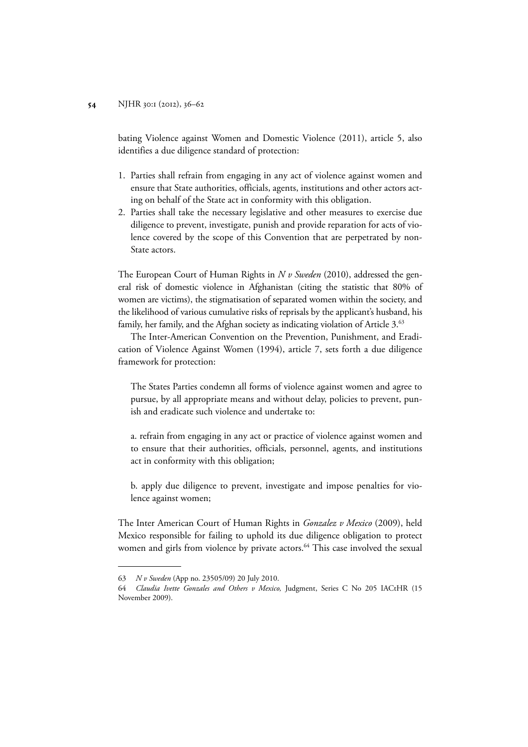bating Violence against Women and Domestic Violence (2011), article 5, also identifies a due diligence standard of protection:

1. Parties shall refrain from engaging in any act of violence against women and ensure that State authorities, officials, agents, institutions and other actors acting on behalf of the State act in conformity with this obligation.
2. Parties shall take the necessary legislative and other measures to exercise due diligence to prevent, investigate, punish and provide reparation for acts of violence covered by the scope of this Convention that are perpetrated by non-State actors.

The European Court of Human Rights in *N v Sweden* (2010), addressed the general risk of domestic violence in Afghanistan (citing the statistic that 80% of women are victims), the stigmatisation of separated women within the society, and the likelihood of various cumulative risks of reprisals by the applicant's husband, his family, her family, and the Afghan society as indicating violation of Article 3.[63]

The Inter-American Convention on the Prevention, Punishment, and Eradication of Violence Against Women (1994), article 7, sets forth a due diligence framework for protection:

> The States Parties condemn all forms of violence against women and agree to pursue, by all appropriate means and without delay, policies to prevent, punish and eradicate such violence and undertake to:
>
> a. refrain from engaging in any act or practice of violence against women and to ensure that their authorities, officials, personnel, agents, and institutions act in conformity with this obligation;
>
> b. apply due diligence to prevent, investigate and impose penalties for violence against women;

The Inter American Court of Human Rights in *Gonzalez v Mexico* (2009), held Mexico responsible for failing to uphold its due diligence obligation to protect women and girls from violence by private actors.[64] This case involved the sexual

---

63 *N v Sweden* (App no. 23505/09) 20 July 2010.

64 *Claudia Ivette Gonzales and Others v Mexico,* Judgment, Series C No 205 IACtHR (15 November 2009).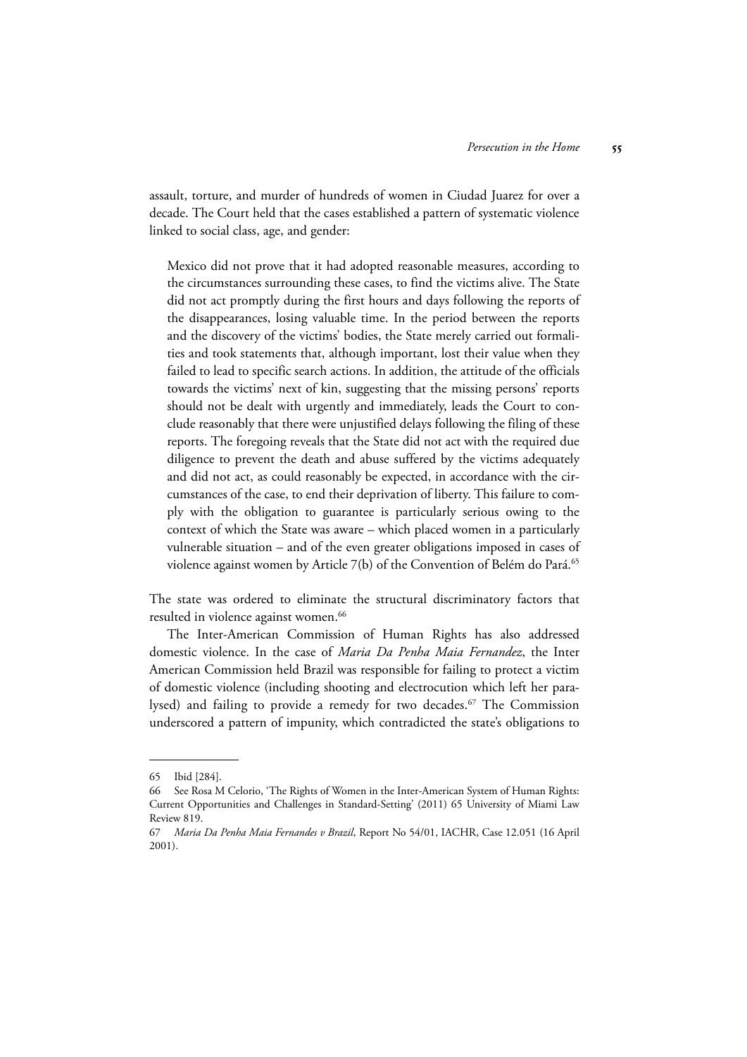assault, torture, and murder of hundreds of women in Ciudad Juarez for over a decade. The Court held that the cases established a pattern of systematic violence linked to social class, age, and gender:

> Mexico did not prove that it had adopted reasonable measures, according to the circumstances surrounding these cases, to find the victims alive. The State did not act promptly during the first hours and days following the reports of the disappearances, losing valuable time. In the period between the reports and the discovery of the victims' bodies, the State merely carried out formalities and took statements that, although important, lost their value when they failed to lead to specific search actions. In addition, the attitude of the officials towards the victims' next of kin, suggesting that the missing persons' reports should not be dealt with urgently and immediately, leads the Court to conclude reasonably that there were unjustified delays following the filing of these reports. The foregoing reveals that the State did not act with the required due diligence to prevent the death and abuse suffered by the victims adequately and did not act, as could reasonably be expected, in accordance with the circumstances of the case, to end their deprivation of liberty. This failure to comply with the obligation to guarantee is particularly serious owing to the context of which the State was aware – which placed women in a particularly vulnerable situation – and of the even greater obligations imposed in cases of violence against women by Article 7(b) of the Convention of Belém do Pará.[65]

The state was ordered to eliminate the structural discriminatory factors that resulted in violence against women.[66]

The Inter-American Commission of Human Rights has also addressed domestic violence. In the case of *Maria Da Penha Maia Fernandez*, the Inter American Commission held Brazil was responsible for failing to protect a victim of domestic violence (including shooting and electrocution which left her paralysed) and failing to provide a remedy for two decades.[67] The Commission underscored a pattern of impunity, which contradicted the state's obligations to

---

65 Ibid [284].

66 See Rosa M Celorio, 'The Rights of Women in the Inter-American System of Human Rights: Current Opportunities and Challenges in Standard-Setting' (2011) 65 University of Miami Law Review 819.

67 *Maria Da Penha Maia Fernandes v Brazil*, Report No 54/01, IACHR, Case 12.051 (16 April 2001).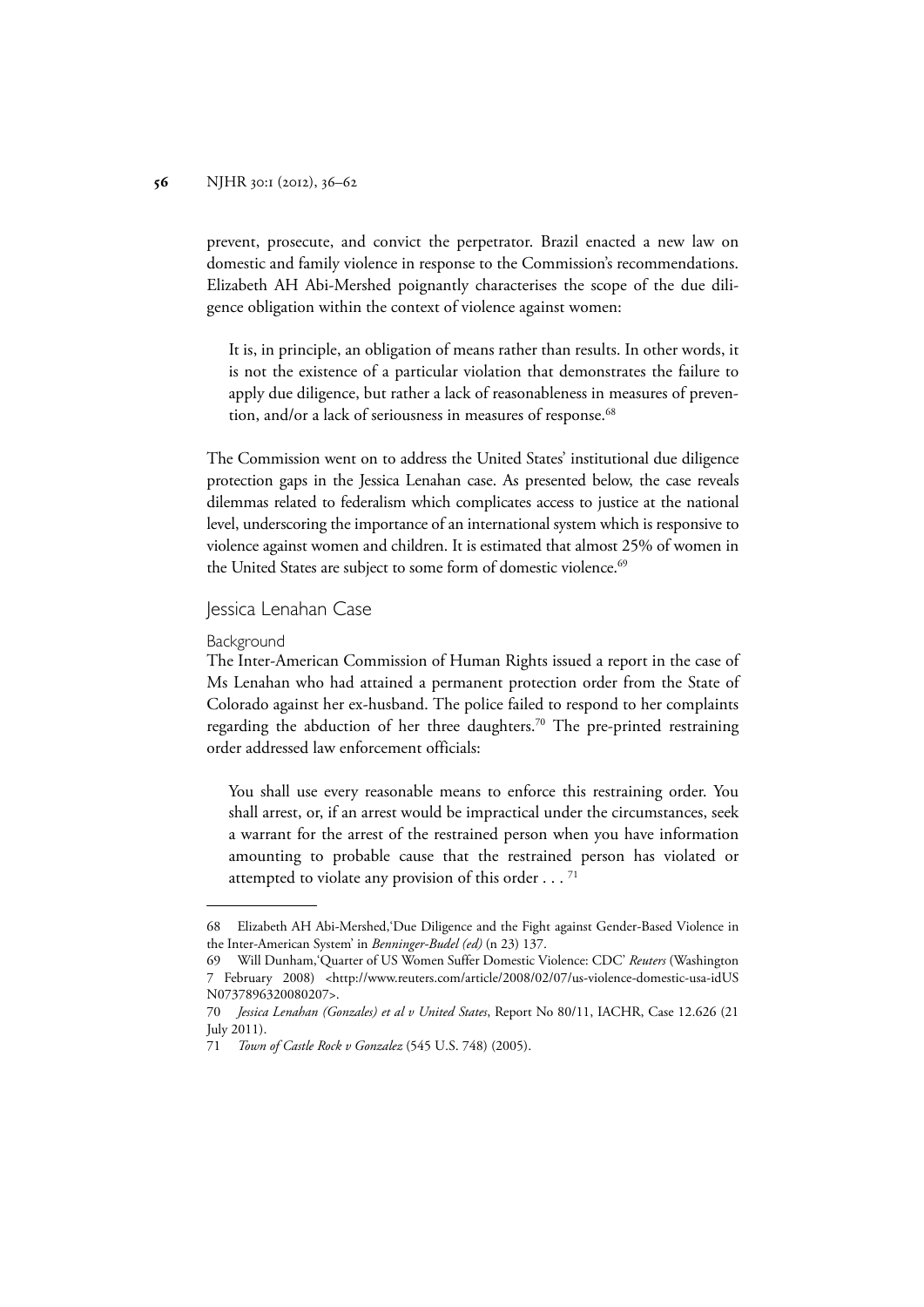prevent, prosecute, and convict the perpetrator. Brazil enacted a new law on domestic and family violence in response to the Commission's recommendations. Elizabeth AH Abi-Mershed poignantly characterises the scope of the due diligence obligation within the context of violence against women:

> It is, in principle, an obligation of means rather than results. In other words, it is not the existence of a particular violation that demonstrates the failure to apply due diligence, but rather a lack of reasonableness in measures of prevention, and/or a lack of seriousness in measures of response.[68]

The Commission went on to address the United States' institutional due diligence protection gaps in the Jessica Lenahan case. As presented below, the case reveals dilemmas related to federalism which complicates access to justice at the national level, underscoring the importance of an international system which is responsive to violence against women and children. It is estimated that almost 25% of women in the United States are subject to some form of domestic violence.[69]

## Jessica Lenahan Case

### Background

The Inter-American Commission of Human Rights issued a report in the case of Ms Lenahan who had attained a permanent protection order from the State of Colorado against her ex-husband. The police failed to respond to her complaints regarding the abduction of her three daughters.[70] The pre-printed restraining order addressed law enforcement officials:

> You shall use every reasonable means to enforce this restraining order. You shall arrest, or, if an arrest would be impractical under the circumstances, seek a warrant for the arrest of the restrained person when you have information amounting to probable cause that the restrained person has violated or attempted to violate any provision of this order . . . [71]

---

68 Elizabeth AH Abi-Mershed,'Due Diligence and the Fight against Gender-Based Violence in the Inter-American System' in *Benninger-Budel (ed)* (n 23) 137.

69 Will Dunham,'Quarter of US Women Suffer Domestic Violence: CDC' *Reuters* (Washington 7 February 2008) <http://www.reuters.com/article/2008/02/07/us-violence-domestic-usa-idUSN0737896320080207>.

70 *Jessica Lenahan (Gonzales) et al v United States*, Report No 80/11, IACHR, Case 12.626 (21 July 2011).

71 *Town of Castle Rock v Gonzalez* (545 U.S. 748) (2005).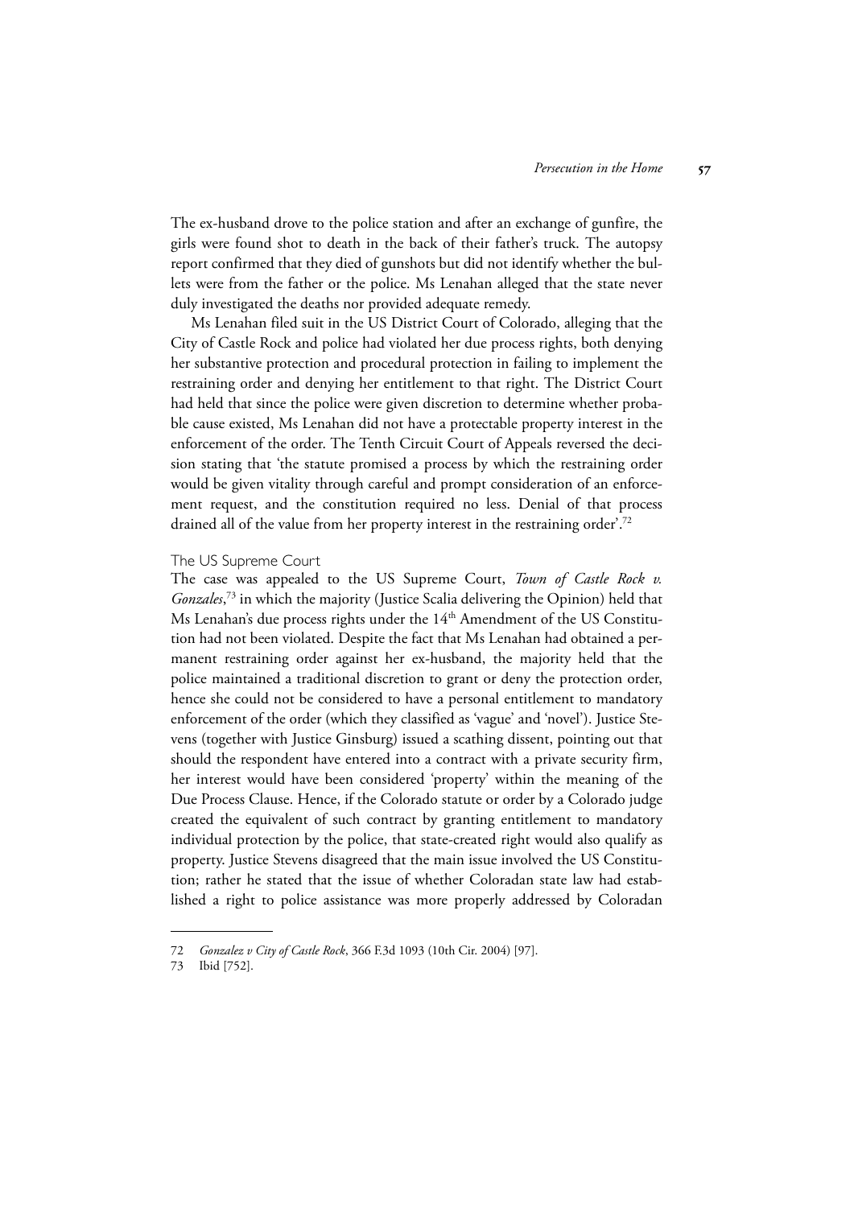The ex-husband drove to the police station and after an exchange of gunfire, the girls were found shot to death in the back of their father's truck. The autopsy report confirmed that they died of gunshots but did not identify whether the bullets were from the father or the police. Ms Lenahan alleged that the state never duly investigated the deaths nor provided adequate remedy.

Ms Lenahan filed suit in the US District Court of Colorado, alleging that the City of Castle Rock and police had violated her due process rights, both denying her substantive protection and procedural protection in failing to implement the restraining order and denying her entitlement to that right. The District Court had held that since the police were given discretion to determine whether probable cause existed, Ms Lenahan did not have a protectable property interest in the enforcement of the order. The Tenth Circuit Court of Appeals reversed the decision stating that 'the statute promised a process by which the restraining order would be given vitality through careful and prompt consideration of an enforcement request, and the constitution required no less. Denial of that process drained all of the value from her property interest in the restraining order'.[72]

### The US Supreme Court

The case was appealed to the US Supreme Court, *Town of Castle Rock v. Gonzales*,[73] in which the majority (Justice Scalia delivering the Opinion) held that Ms Lenahan's due process rights under the 14th Amendment of the US Constitution had not been violated. Despite the fact that Ms Lenahan had obtained a permanent restraining order against her ex-husband, the majority held that the police maintained a traditional discretion to grant or deny the protection order, hence she could not be considered to have a personal entitlement to mandatory enforcement of the order (which they classified as 'vague' and 'novel'). Justice Stevens (together with Justice Ginsburg) issued a scathing dissent, pointing out that should the respondent have entered into a contract with a private security firm, her interest would have been considered 'property' within the meaning of the Due Process Clause. Hence, if the Colorado statute or order by a Colorado judge created the equivalent of such contract by granting entitlement to mandatory individual protection by the police, that state-created right would also qualify as property. Justice Stevens disagreed that the main issue involved the US Constitution; rather he stated that the issue of whether Coloradan state law had established a right to police assistance was more properly addressed by Coloradan

---

72 *Gonzalez v City of Castle Rock*, 366 F.3d 1093 (10th Cir. 2004) [97].

73 Ibid [752].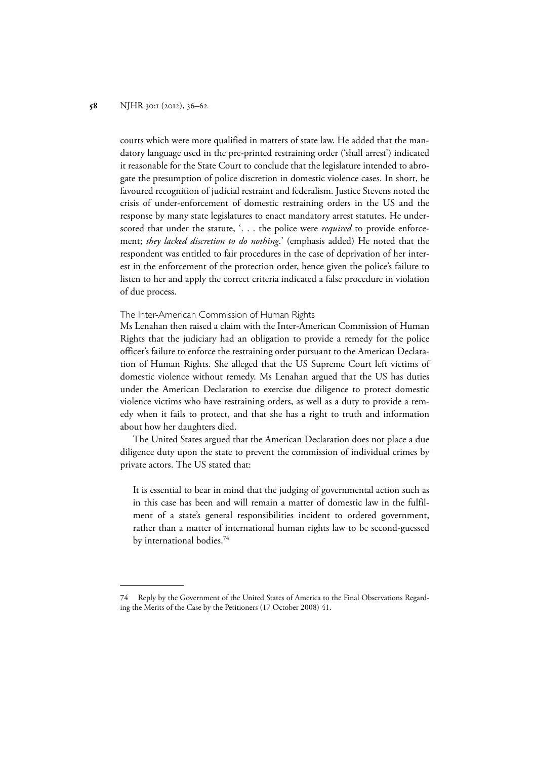courts which were more qualified in matters of state law. He added that the mandatory language used in the pre-printed restraining order ('shall arrest') indicated it reasonable for the State Court to conclude that the legislature intended to abrogate the presumption of police discretion in domestic violence cases. In short, he favoured recognition of judicial restraint and federalism. Justice Stevens noted the crisis of under-enforcement of domestic restraining orders in the US and the response by many state legislatures to enact mandatory arrest statutes. He underscored that under the statute, '. . . the police were *required* to provide enforcement; *they lacked discretion to do nothing*.' (emphasis added) He noted that the respondent was entitled to fair procedures in the case of deprivation of her interest in the enforcement of the protection order, hence given the police's failure to listen to her and apply the correct criteria indicated a false procedure in violation of due process.

### The Inter-American Commission of Human Rights

Ms Lenahan then raised a claim with the Inter-American Commission of Human Rights that the judiciary had an obligation to provide a remedy for the police officer's failure to enforce the restraining order pursuant to the American Declaration of Human Rights. She alleged that the US Supreme Court left victims of domestic violence without remedy. Ms Lenahan argued that the US has duties under the American Declaration to exercise due diligence to protect domestic violence victims who have restraining orders, as well as a duty to provide a remedy when it fails to protect, and that she has a right to truth and information about how her daughters died.

The United States argued that the American Declaration does not place a due diligence duty upon the state to prevent the commission of individual crimes by private actors. The US stated that:

> It is essential to bear in mind that the judging of governmental action such as in this case has been and will remain a matter of domestic law in the fulfilment of a state's general responsibilities incident to ordered government, rather than a matter of international human rights law to be second-guessed by international bodies.[74]

---

74 Reply by the Government of the United States of America to the Final Observations Regarding the Merits of the Case by the Petitioners (17 October 2008) 41.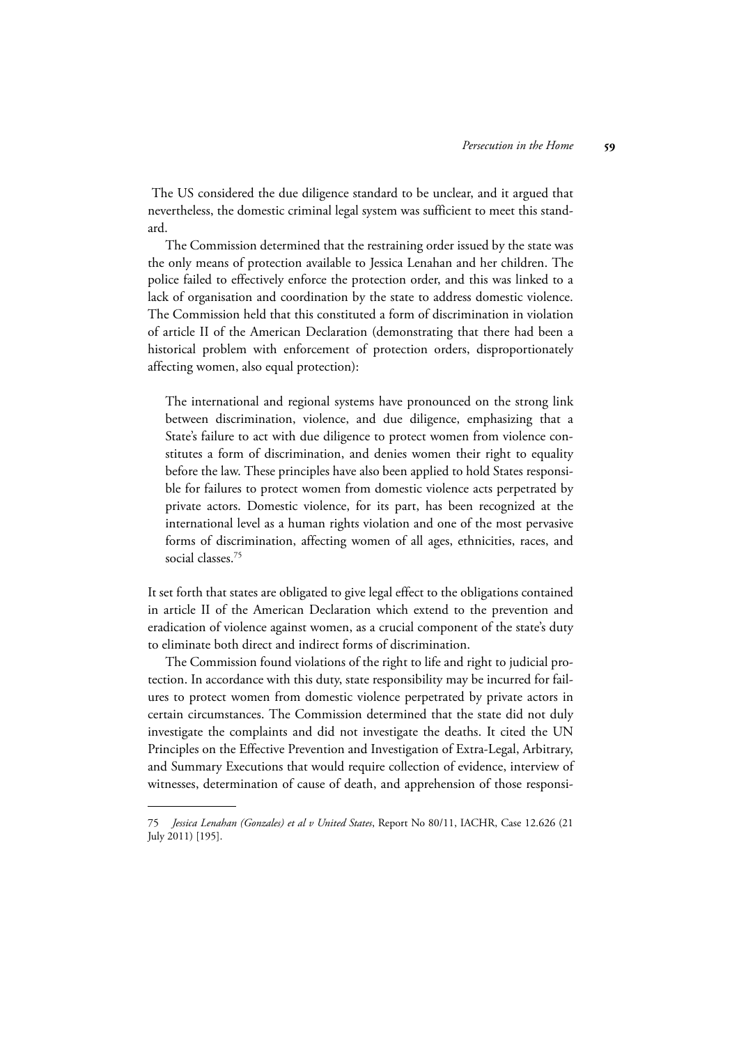The US considered the due diligence standard to be unclear, and it argued that nevertheless, the domestic criminal legal system was sufficient to meet this standard.

The Commission determined that the restraining order issued by the state was the only means of protection available to Jessica Lenahan and her children. The police failed to effectively enforce the protection order, and this was linked to a lack of organisation and coordination by the state to address domestic violence. The Commission held that this constituted a form of discrimination in violation of article II of the American Declaration (demonstrating that there had been a historical problem with enforcement of protection orders, disproportionately affecting women, also equal protection):

> The international and regional systems have pronounced on the strong link between discrimination, violence, and due diligence, emphasizing that a State's failure to act with due diligence to protect women from violence constitutes a form of discrimination, and denies women their right to equality before the law. These principles have also been applied to hold States responsible for failures to protect women from domestic violence acts perpetrated by private actors. Domestic violence, for its part, has been recognized at the international level as a human rights violation and one of the most pervasive forms of discrimination, affecting women of all ages, ethnicities, races, and social classes.[75]

It set forth that states are obligated to give legal effect to the obligations contained in article II of the American Declaration which extend to the prevention and eradication of violence against women, as a crucial component of the state's duty to eliminate both direct and indirect forms of discrimination.

The Commission found violations of the right to life and right to judicial protection. In accordance with this duty, state responsibility may be incurred for failures to protect women from domestic violence perpetrated by private actors in certain circumstances. The Commission determined that the state did not duly investigate the complaints and did not investigate the deaths. It cited the UN Principles on the Effective Prevention and Investigation of Extra-Legal, Arbitrary, and Summary Executions that would require collection of evidence, interview of witnesses, determination of cause of death, and apprehension of those responsi-

---

75 *Jessica Lenahan (Gonzales) et al v United States*, Report No 80/11, IACHR, Case 12.626 (21 July 2011) [195].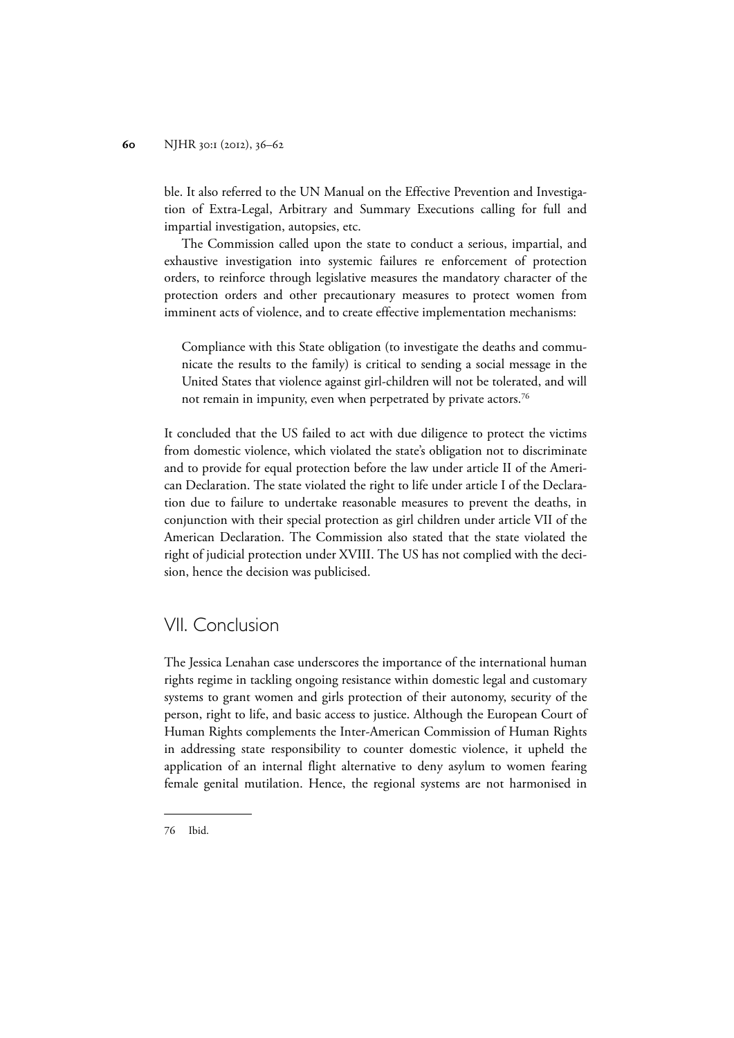ble. It also referred to the UN Manual on the Effective Prevention and Investigation of Extra-Legal, Arbitrary and Summary Executions calling for full and impartial investigation, autopsies, etc.

The Commission called upon the state to conduct a serious, impartial, and exhaustive investigation into systemic failures re enforcement of protection orders, to reinforce through legislative measures the mandatory character of the protection orders and other precautionary measures to protect women from imminent acts of violence, and to create effective implementation mechanisms:

> Compliance with this State obligation (to investigate the deaths and communicate the results to the family) is critical to sending a social message in the United States that violence against girl-children will not be tolerated, and will not remain in impunity, even when perpetrated by private actors.[76]

It concluded that the US failed to act with due diligence to protect the victims from domestic violence, which violated the state's obligation not to discriminate and to provide for equal protection before the law under article II of the American Declaration. The state violated the right to life under article I of the Declaration due to failure to undertake reasonable measures to prevent the deaths, in conjunction with their special protection as girl children under article VII of the American Declaration. The Commission also stated that the state violated the right of judicial protection under XVIII. The US has not complied with the decision, hence the decision was publicised.

## VII. Conclusion

The Jessica Lenahan case underscores the importance of the international human rights regime in tackling ongoing resistance within domestic legal and customary systems to grant women and girls protection of their autonomy, security of the person, right to life, and basic access to justice. Although the European Court of Human Rights complements the Inter-American Commission of Human Rights in addressing state responsibility to counter domestic violence, it upheld the application of an internal flight alternative to deny asylum to women fearing female genital mutilation. Hence, the regional systems are not harmonised in

---

76 Ibid.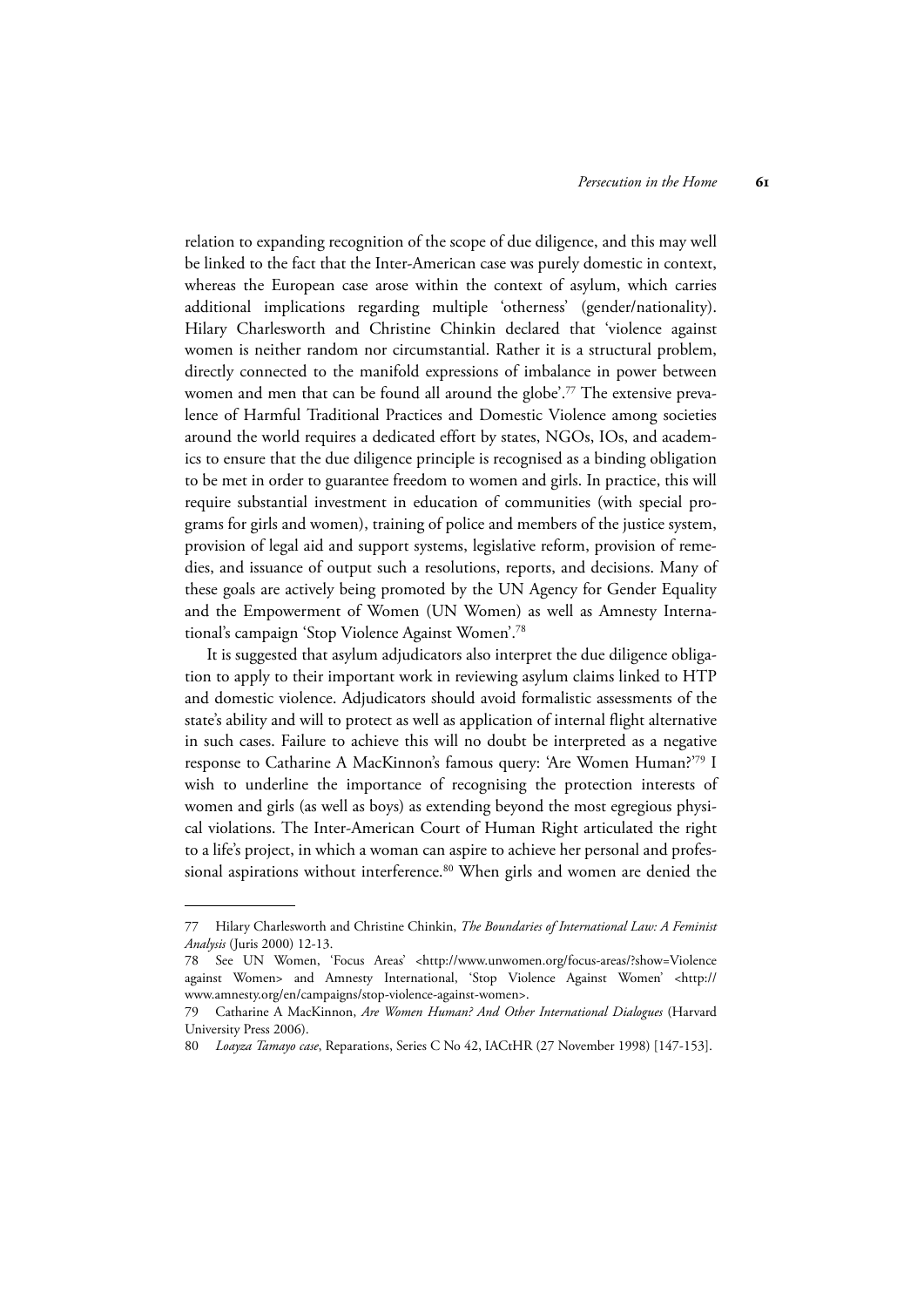relation to expanding recognition of the scope of due diligence, and this may well be linked to the fact that the Inter-American case was purely domestic in context, whereas the European case arose within the context of asylum, which carries additional implications regarding multiple 'otherness' (gender/nationality). Hilary Charlesworth and Christine Chinkin declared that 'violence against women is neither random nor circumstantial. Rather it is a structural problem, directly connected to the manifold expressions of imbalance in power between women and men that can be found all around the globe'.[77] The extensive prevalence of Harmful Traditional Practices and Domestic Violence among societies around the world requires a dedicated effort by states, NGOs, IOs, and academics to ensure that the due diligence principle is recognised as a binding obligation to be met in order to guarantee freedom to women and girls. In practice, this will require substantial investment in education of communities (with special programs for girls and women), training of police and members of the justice system, provision of legal aid and support systems, legislative reform, provision of remedies, and issuance of output such a resolutions, reports, and decisions. Many of these goals are actively being promoted by the UN Agency for Gender Equality and the Empowerment of Women (UN Women) as well as Amnesty International's campaign 'Stop Violence Against Women'.[78]

It is suggested that asylum adjudicators also interpret the due diligence obligation to apply to their important work in reviewing asylum claims linked to HTP and domestic violence. Adjudicators should avoid formalistic assessments of the state's ability and will to protect as well as application of internal flight alternative in such cases. Failure to achieve this will no doubt be interpreted as a negative response to Catharine A MacKinnon's famous query: 'Are Women Human?'[79] I wish to underline the importance of recognising the protection interests of women and girls (as well as boys) as extending beyond the most egregious physical violations. The Inter-American Court of Human Right articulated the right to a life's project, in which a woman can aspire to achieve her personal and professional aspirations without interference.[80] When girls and women are denied the

---

77 Hilary Charlesworth and Christine Chinkin, *The Boundaries of International Law: A Feminist Analysis* (Juris 2000) 12-13.

78 See UN Women, 'Focus Areas' <http://www.unwomen.org/focus-areas/?show=Violence against Women> and Amnesty International, 'Stop Violence Against Women' <http://www.amnesty.org/en/campaigns/stop-violence-against-women>.

79 Catharine A MacKinnon, *Are Women Human? And Other International Dialogues* (Harvard University Press 2006).

80 *Loayza Tamayo case*, Reparations, Series C No 42, IACtHR (27 November 1998) [147-153].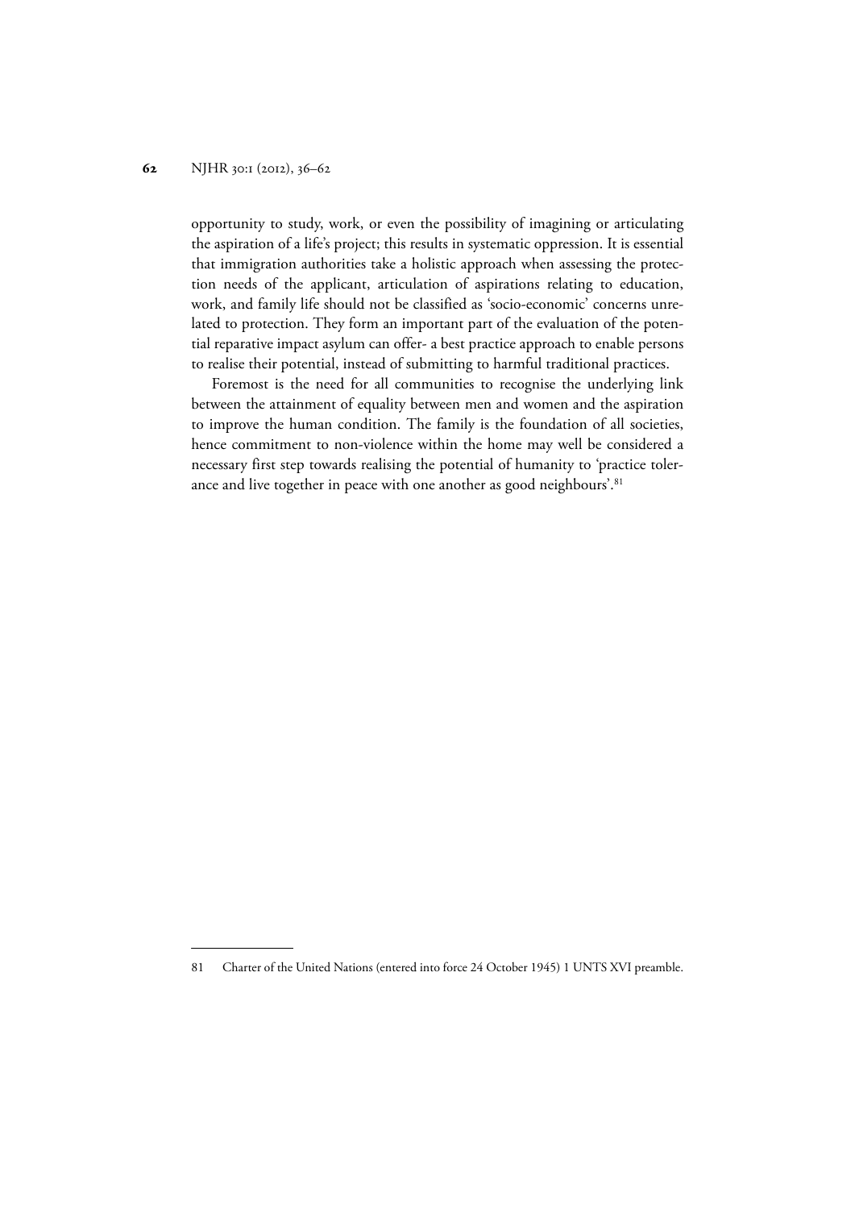opportunity to study, work, or even the possibility of imagining or articulating the aspiration of a life's project; this results in systematic oppression. It is essential that immigration authorities take a holistic approach when assessing the protection needs of the applicant, articulation of aspirations relating to education, work, and family life should not be classified as 'socio-economic' concerns unrelated to protection. They form an important part of the evaluation of the potential reparative impact asylum can offer- a best practice approach to enable persons to realise their potential, instead of submitting to harmful traditional practices.

Foremost is the need for all communities to recognise the underlying link between the attainment of equality between men and women and the aspiration to improve the human condition. The family is the foundation of all societies, hence commitment to non-violence within the home may well be considered a necessary first step towards realising the potential of humanity to 'practice tolerance and live together in peace with one another as good neighbours'.[81]

---

81 Charter of the United Nations (entered into force 24 October 1945) 1 UNTS XVI preamble.